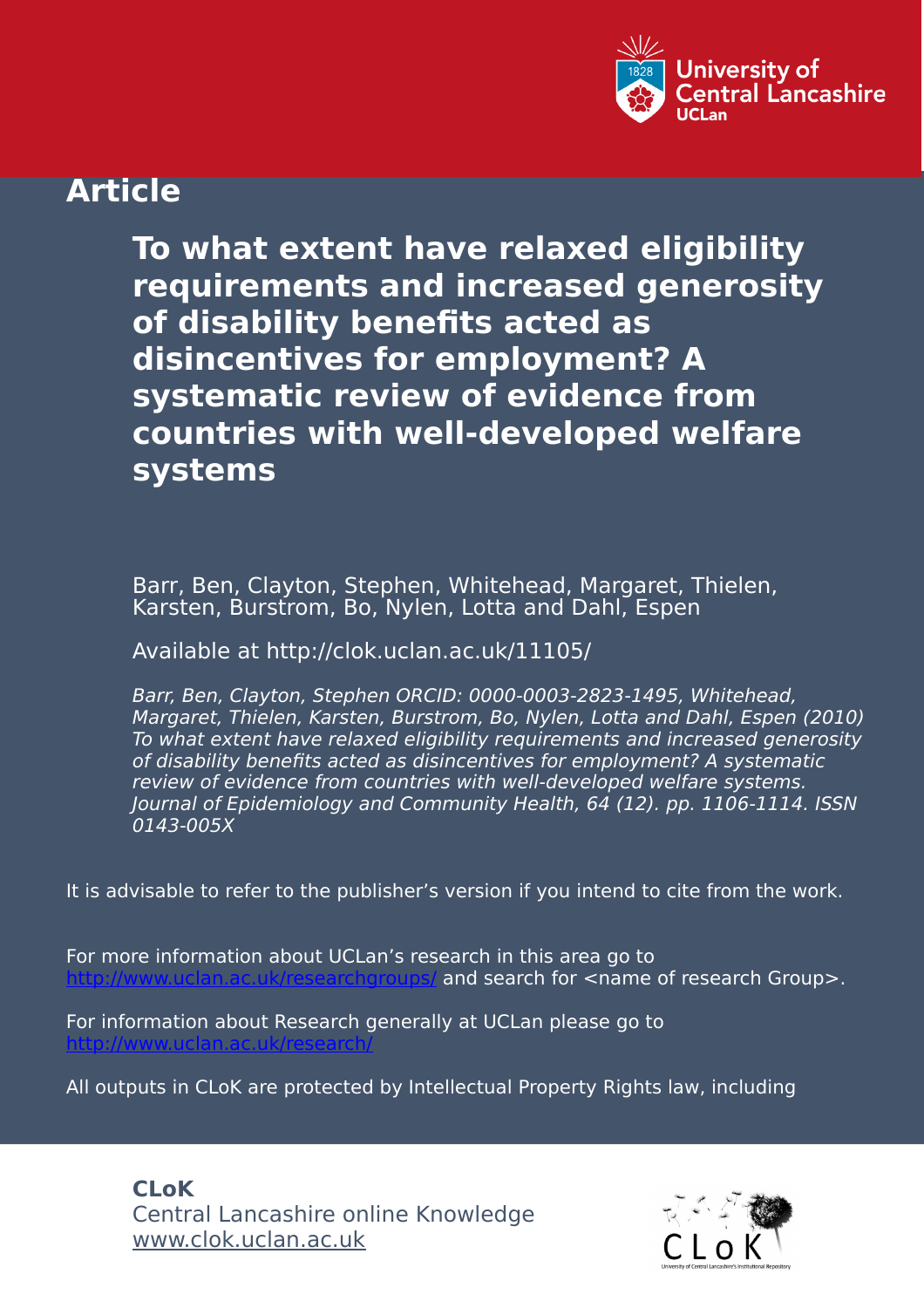Article

# To what extent have relaxed eligibility requirements and increased generosity of disability benefits acted as disincentives for employment? A systematic review of evidence from countries with well-developed welfare systems

Barr, Ben, Clayton, Stephen, Whitehead, Margaret, Thielen, Karsten, Burstrom, Bo, Nylen, Lotta and Dahl, Espen

Available at http://clok.uclan.ac.uk/11105/

*Barr, Ben, Clayton, Stephen ORCID: 0000-0003-2823-1495, Whitehead, Margaret, Thielen, Karsten, Burstrom, Bo, Nylen, Lotta and Dahl, Espen (2010) To what extent have relaxed eligibility requirements and increased generosity of disability benefits acted as disincentives for employment? A systematic review of evidence from countries with well-developed welfare systems. Journal of Epidemiology and Community Health, 64 (12). pp. 1106-1114. ISSN 0143-005X*

It is advisable to refer to the publisher's version if you intend to cite from the work.

For more information about UCLan's research in this area go to http://www.uclan.ac.uk/researchgroups/ and search for <name of research Group>.

For information about Research generally at UCLan please go to http://www.uclan.ac.uk/research/

All outputs in CLoK are protected by Intellectual Property Rights law, including

**CLoK**
Central Lancashire online Knowledge
www.clok.uclan.ac.uk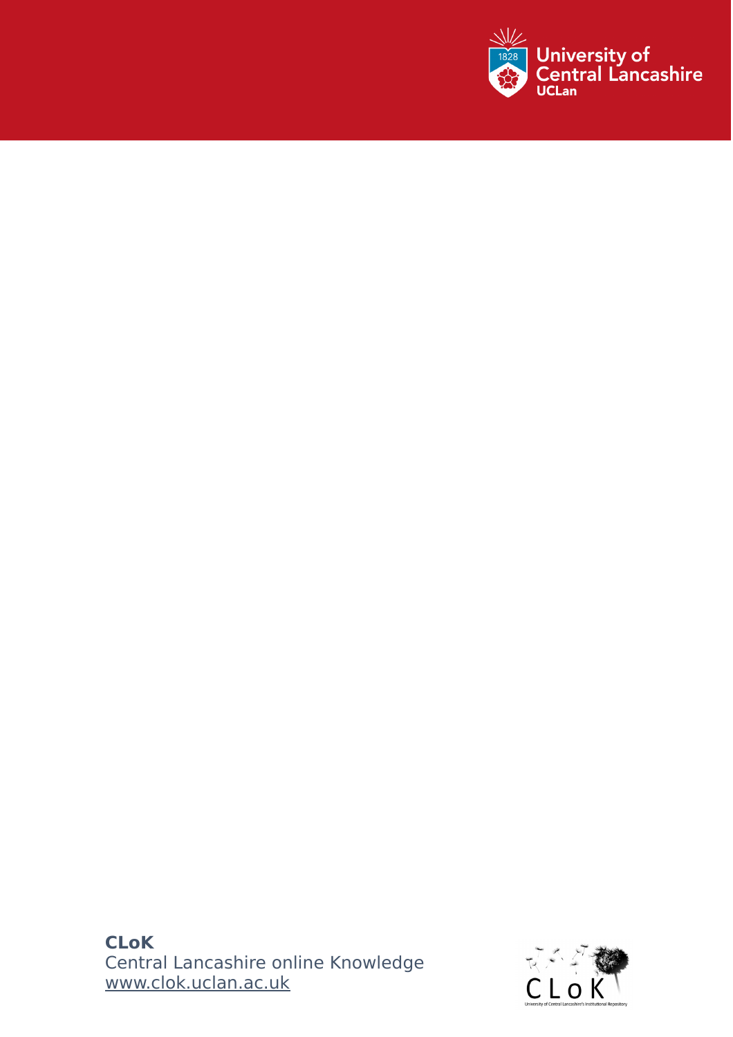**CLoK**
Central Lancashire online Knowledge
www.clok.uclan.ac.uk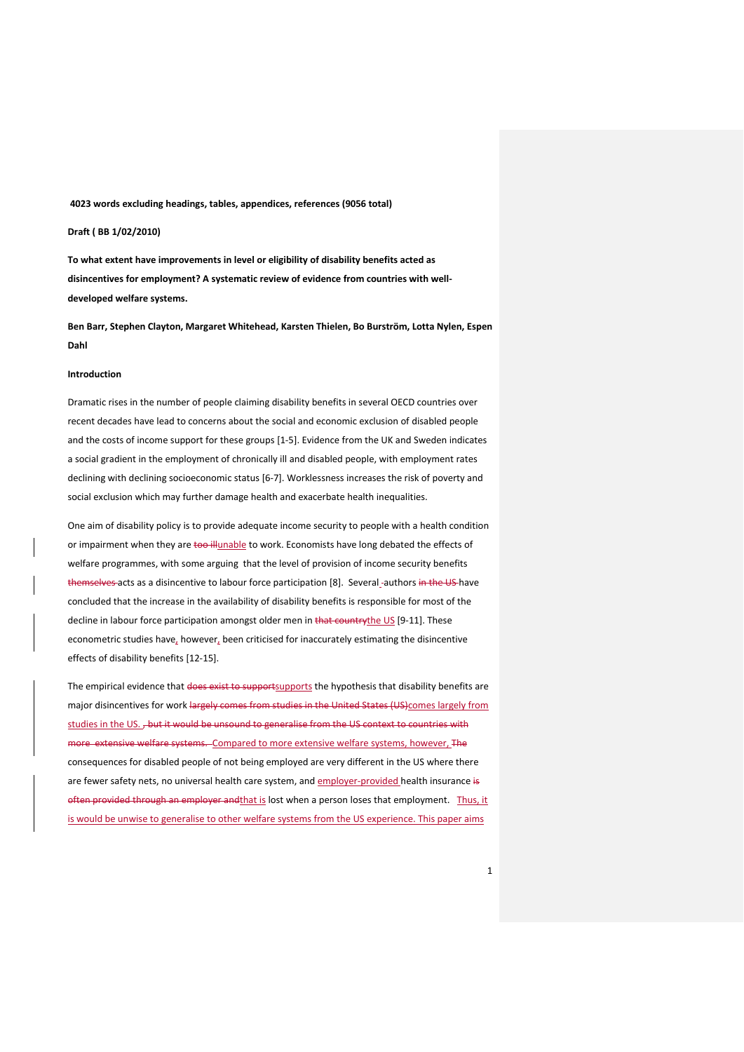**4023 words excluding headings, tables, appendices, references (9056 total)**

**Draft ( BB 1/02/2010)**

**To what extent have improvements in level or eligibility of disability benefits acted as disincentives for employment? A systematic review of evidence from countries with well-developed welfare systems.**

**Ben Barr, Stephen Clayton, Margaret Whitehead, Karsten Thielen, Bo Burström, Lotta Nylen, Espen Dahl**

**Introduction**

Dramatic rises in the number of people claiming disability benefits in several OECD countries over recent decades have lead to concerns about the social and economic exclusion of disabled people and the costs of income support for these groups [1-5]. Evidence from the UK and Sweden indicates a social gradient in the employment of chronically ill and disabled people, with employment rates declining with declining socioeconomic status [6-7]. Worklessness increases the risk of poverty and social exclusion which may further damage health and exacerbate health inequalities.

One aim of disability policy is to provide adequate income security to people with a health condition or impairment when they are ~~too ill~~unable to work. Economists have long debated the effects of welfare programmes, with some arguing that the level of provision of income security benefits ~~themselves~~ acts as a disincentive to labour force participation [8]. Several -authors ~~in the US~~ have concluded that the increase in the availability of disability benefits is responsible for most of the decline in labour force participation amongst older men in ~~that country~~the US [9-11]. These econometric studies have, however, been criticised for inaccurately estimating the disincentive effects of disability benefits [12-15].

The empirical evidence that ~~does exist to support~~supports the hypothesis that disability benefits are major disincentives for work ~~largely comes from studies in the United States (US)~~comes largely from studies in the US. ~~, but it would be unsound to generalise from the US context to countries with more extensive welfare systems.~~ Compared to more extensive welfare systems, however, ~~The~~ the consequences for disabled people of not being employed are very different in the US where there are fewer safety nets, no universal health care system, and employer-provided health insurance ~~is often provided through an employer and~~that is lost when a person loses that employment. Thus, it is would be unwise to generalise to other welfare systems from the US experience. This paper aims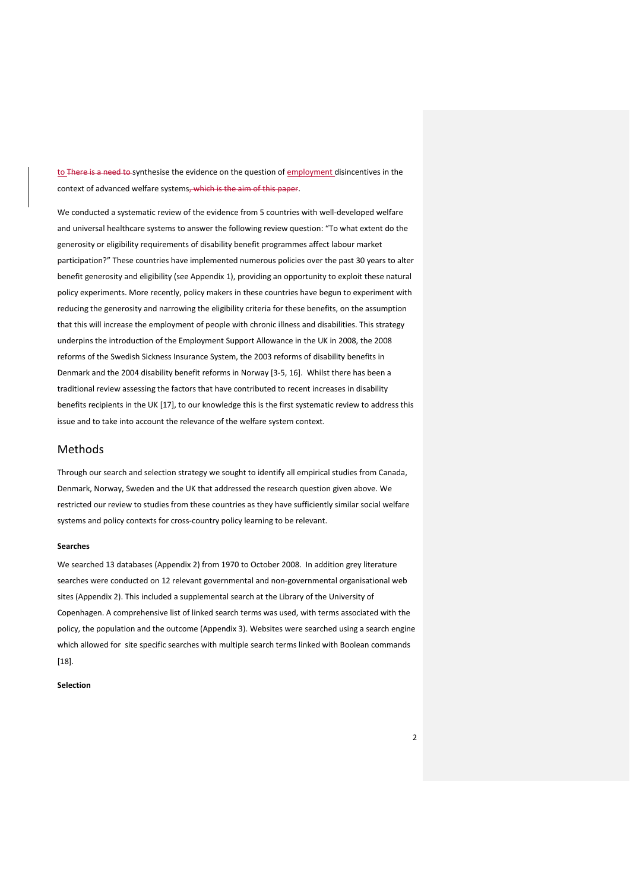to synthesise the evidence on the question of employment disincentives in the context of advanced welfare systems.

We conducted a systematic review of the evidence from 5 countries with well-developed welfare and universal healthcare systems to answer the following review question: "To what extent do the generosity or eligibility requirements of disability benefit programmes affect labour market participation?" These countries have implemented numerous policies over the past 30 years to alter benefit generosity and eligibility (see Appendix 1), providing an opportunity to exploit these natural policy experiments. More recently, policy makers in these countries have begun to experiment with reducing the generosity and narrowing the eligibility criteria for these benefits, on the assumption that this will increase the employment of people with chronic illness and disabilities. This strategy underpins the introduction of the Employment Support Allowance in the UK in 2008, the 2008 reforms of the Swedish Sickness Insurance System, the 2003 reforms of disability benefits in Denmark and the 2004 disability benefit reforms in Norway [3-5, 16]. Whilst there has been a traditional review assessing the factors that have contributed to recent increases in disability benefits recipients in the UK [17], to our knowledge this is the first systematic review to address this issue and to take into account the relevance of the welfare system context.

## Methods

Through our search and selection strategy we sought to identify all empirical studies from Canada, Denmark, Norway, Sweden and the UK that addressed the research question given above. We restricted our review to studies from these countries as they have sufficiently similar social welfare systems and policy contexts for cross-country policy learning to be relevant.

**Searches**

We searched 13 databases (Appendix 2) from 1970 to October 2008. In addition grey literature searches were conducted on 12 relevant governmental and non-governmental organisational web sites (Appendix 2). This included a supplemental search at the Library of the University of Copenhagen. A comprehensive list of linked search terms was used, with terms associated with the policy, the population and the outcome (Appendix 3). Websites were searched using a search engine which allowed for site specific searches with multiple search terms linked with Boolean commands [18].

**Selection**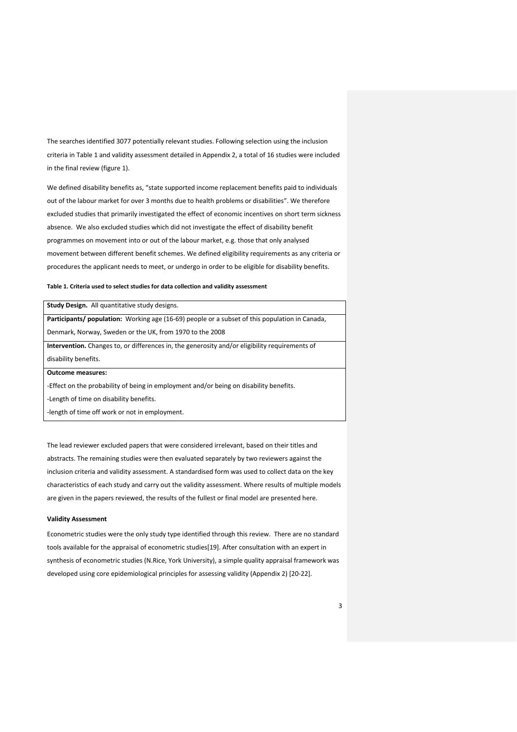The searches identified 3077 potentially relevant studies. Following selection using the inclusion criteria in Table 1 and validity assessment detailed in Appendix 2, a total of 16 studies were included in the final review (figure 1).

We defined disability benefits as, "state supported income replacement benefits paid to individuals out of the labour market for over 3 months due to health problems or disabilities". We therefore excluded studies that primarily investigated the effect of economic incentives on short term sickness absence. We also excluded studies which did not investigate the effect of disability benefit programmes on movement into or out of the labour market, e.g. those that only analysed movement between different benefit schemes. We defined eligibility requirements as any criteria or procedures the applicant needs to meet, or undergo in order to be eligible for disability benefits.

**Table 1. Criteria used to select studies for data collection and validity assessment**

| |
|---|
| **Study Design.** All quantitative study designs. |
| **Participants/ population:** Working age (16-69) people or a subset of this population in Canada, Denmark, Norway, Sweden or the UK, from 1970 to the 2008 |
| **Intervention.** Changes to, or differences in, the generosity and/or eligibility requirements of disability benefits. |
| **Outcome measures:** <br> -Effect on the probability of being in employment and/or being on disability benefits. <br> -Length of time on disability benefits. <br> -length of time off work or not in employment. |

The lead reviewer excluded papers that were considered irrelevant, based on their titles and abstracts. The remaining studies were then evaluated separately by two reviewers against the inclusion criteria and validity assessment. A standardised form was used to collect data on the key characteristics of each study and carry out the validity assessment. Where results of multiple models are given in the papers reviewed, the results of the fullest or final model are presented here.

**Validity Assessment**

Econometric studies were the only study type identified through this review. There are no standard tools available for the appraisal of econometric studies[19]. After consultation with an expert in synthesis of econometric studies (N.Rice, York University), a simple quality appraisal framework was developed using core epidemiological principles for assessing validity (Appendix 2) [20-22].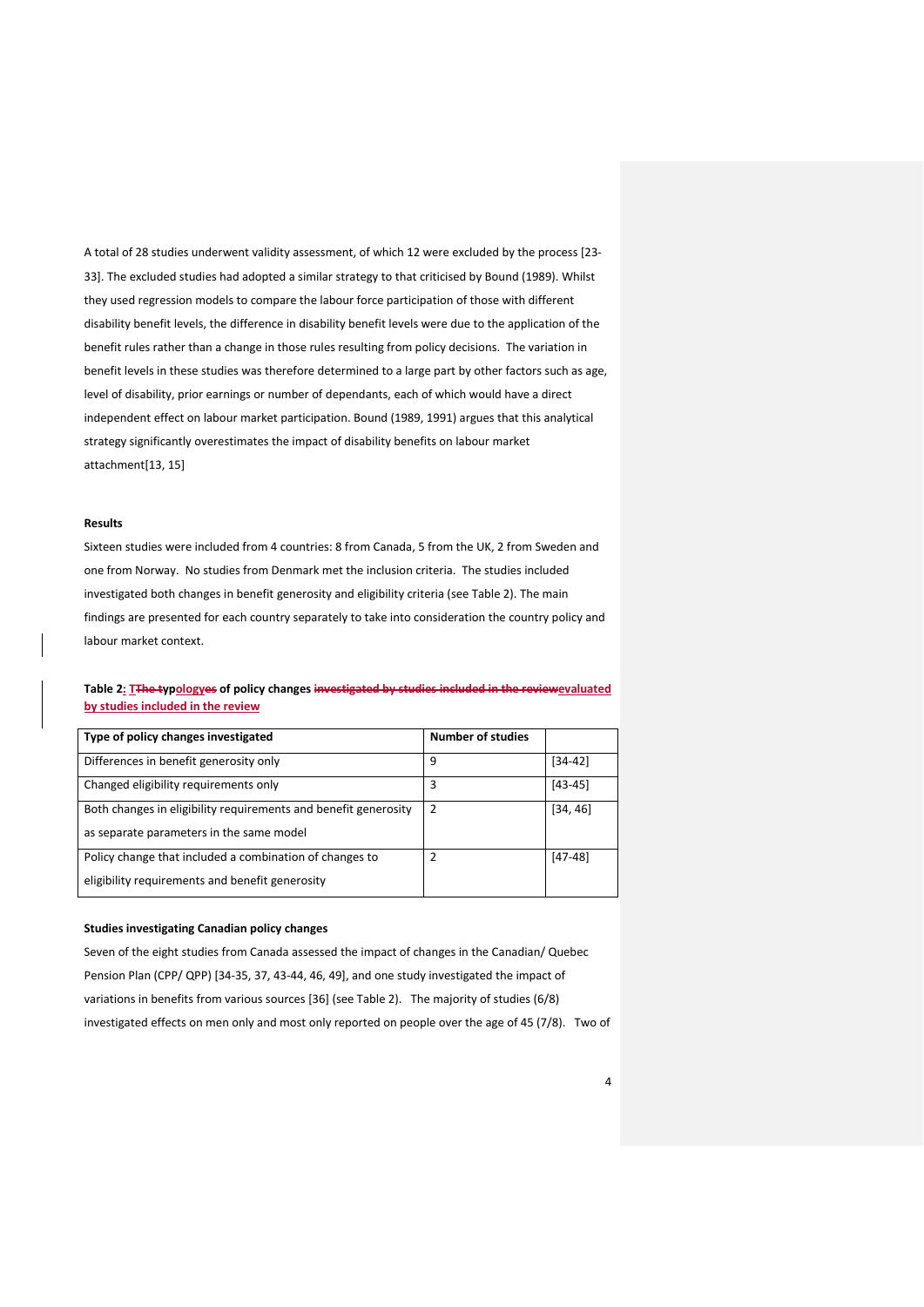A total of 28 studies underwent validity assessment, of which 12 were excluded by the process [23-33]. The excluded studies had adopted a similar strategy to that criticised by Bound (1989). Whilst they used regression models to compare the labour force participation of those with different disability benefit levels, the difference in disability benefit levels were due to the application of the benefit rules rather than a change in those rules resulting from policy decisions. The variation in benefit levels in these studies was therefore determined to a large part by other factors such as age, level of disability, prior earnings or number of dependants, each of which would have a direct independent effect on labour market participation. Bound (1989, 1991) argues that this analytical strategy significantly overestimates the impact of disability benefits on labour market attachment[13, 15]

**Results**

Sixteen studies were included from 4 countries: 8 from Canada, 5 from the UK, 2 from Sweden and one from Norway. No studies from Denmark met the inclusion criteria. The studies included investigated both changes in benefit generosity and eligibility criteria (see Table 2). The main findings are presented for each country separately to take into consideration the country policy and labour market context.

**Table 2: Typologies of policy changes evaluated by studies included in the review**

| Type of policy changes investigated | Number of studies | |
|---|---|---|
| Differences in benefit generosity only | 9 | [34-42] |
| Changed eligibility requirements only | 3 | [43-45] |
| Both changes in eligibility requirements and benefit generosity as separate parameters in the same model | 2 | [34, 46] |
| Policy change that included a combination of changes to eligibility requirements and benefit generosity | 2 | [47-48] |

**Studies investigating Canadian policy changes**

Seven of the eight studies from Canada assessed the impact of changes in the Canadian/ Quebec Pension Plan (CPP/ QPP) [34-35, 37, 43-44, 46, 49], and one study investigated the impact of variations in benefits from various sources [36] (see Table 2). The majority of studies (6/8) investigated effects on men only and most only reported on people over the age of 45 (7/8). Two of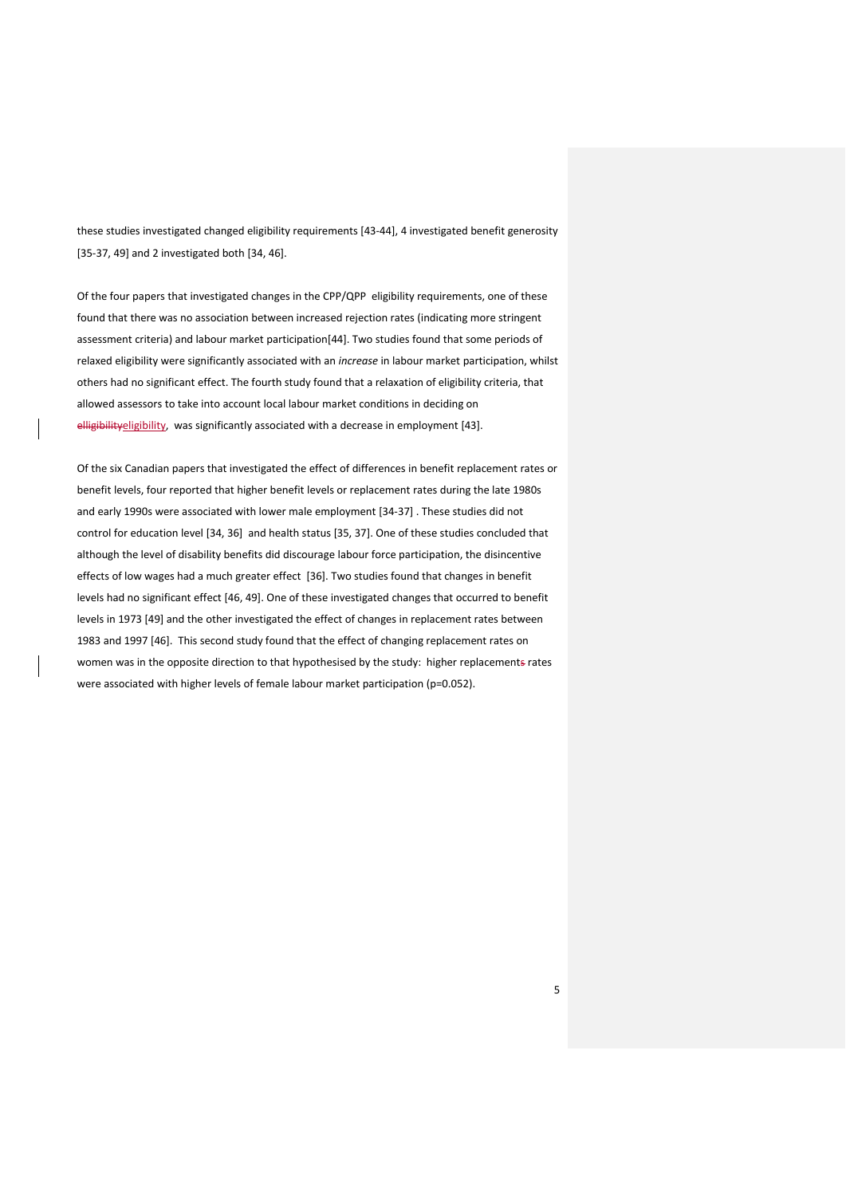these studies investigated changed eligibility requirements [43-44], 4 investigated benefit generosity [35-37, 49] and 2 investigated both [34, 46].

Of the four papers that investigated changes in the CPP/QPP eligibility requirements, one of these found that there was no association between increased rejection rates (indicating more stringent assessment criteria) and labour market participation[44]. Two studies found that some periods of relaxed eligibility were significantly associated with an *increase* in labour market participation, whilst others had no significant effect. The fourth study found that a relaxation of eligibility criteria, that allowed assessors to take into account local labour market conditions in deciding on eligibility, was significantly associated with a decrease in employment [43].

Of the six Canadian papers that investigated the effect of differences in benefit replacement rates or benefit levels, four reported that higher benefit levels or replacement rates during the late 1980s and early 1990s were associated with lower male employment [34-37] . These studies did not control for education level [34, 36] and health status [35, 37]. One of these studies concluded that although the level of disability benefits did discourage labour force participation, the disincentive effects of low wages had a much greater effect [36]. Two studies found that changes in benefit levels had no significant effect [46, 49]. One of these investigated changes that occurred to benefit levels in 1973 [49] and the other investigated the effect of changes in replacement rates between 1983 and 1997 [46]. This second study found that the effect of changing replacement rates on women was in the opposite direction to that hypothesised by the study: higher replacement rates were associated with higher levels of female labour market participation ($p=0.052$).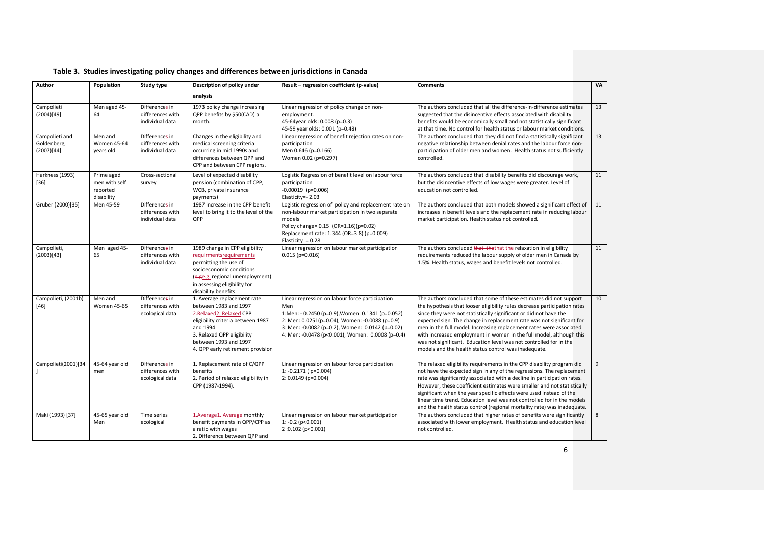## Table 3. Studies investigating policy changes and differences between jurisdictions in Canada

| Author | Population | Study type | Description of policy under analysis | Result – regression coefficient (p-value) | Comments | VA |
|---|---|---|---|---|---|---|
| Campolieti (2004)[49] | Men aged 45-64 | Difference in differences with individual data | 1973 policy change increasing QPP benefits by $50(CAD) a month. | Linear regression of policy change on non-employment.<br>45-64year olds: 0.008 (p=0.3)<br>45-59 year olds: 0.001 (p=0.48) | The authors concluded that all the difference-in-difference estimates suggested that the disincentive effects associated with disability benefits would be economically small and not statistically significant at that time. No control for health status or labour market conditions. | 13 |
| Campolieti and Goldenberg, (2007)[44] | Men and Women 45-64 years old | Difference in differences with individual data | Changes in the eligibility and medical screening criteria occurring in mid 1990s and differences between QPP and CPP and between CPP regions. | Linear regression of benefit rejection rates on non-participation<br>Men 0.646 (p=0.166)<br>Women 0.02 (p=0.297) | The authors concluded that they did not find a statistically significant negative relationship between denial rates and the labour force non-participation of older men and women. Health status not sufficiently controlled. | 13 |
| Harkness (1993) [36] | Prime aged men with self reported disability | Cross-sectional survey | Level of expected disability pension (combination of CPP, WCB, private insurance payments) | Logistic Regression of benefit level on labour force participation<br>-0.00019 (p=0.006)<br>Elasticity=- 2.03 | The authors concluded that disability benefits did discourage work, but the disincentive effects of low wages were greater. Level of education not controlled. | 11 |
| Gruber (2000)[35] | Men 45-59 | Difference in differences with individual data | 1987 increase in the CPP benefit level to bring it to the level of the QPP | Logistic regression of policy and replacement rate on non-labour market participation in two separate models<br>Policy change= 0.15 (OR=1.16)(p=0.02)<br>Replacement rate: 1.344 (OR=3.8) (p=0.009)<br>Elasticity = 0.28 | The authors concluded that both models showed a significant effect of increases in benefit levels and the replacement rate in reducing labour market participation. Health status not controlled. | 11 |
| Campolieti, (2003)[43] | Men aged 45-65 | Difference in differences with individual data | 1989 change in CPP eligibility requirements permitting the use of socioeconomic conditions (e.g. regional unemployment) in assessing eligibility for disability benefits | Linear regression on labour market participation<br>0.015 (p=0.016) | The authors concluded that the relaxation in eligibility requirements reduced the labour supply of older men in Canada by 1.5%. Health status, wages and benefit levels not controlled. | 11 |
| Campolieti, (2001b) [46] | Men and Women 45-65 | Difference in differences with ecological data | 1. Average replacement rate between 1983 and 1997<br>2. Relaxed CPP eligibility criteria between 1987 and 1994<br>3. Relaxed QPP eligibility between 1993 and 1997<br>4. QPP early retirement provision | Linear regression on labour force participation<br>Men<br>1:Men: - 0.2450 (p=0.9),Women: 0.1341 (p=0.052)<br>2: Men: 0.0251(p=0.04), Women: -0.0088 (p=0.9)<br>3: Men: -0.0082 (p=0.2), Women: 0.0142 (p=0.02)<br>4: Men: -0.0478 (p<0.001), Women: 0.0008 (p=0.4) | The authors concluded that some of these estimates did not support the hypothesis that looser eligibility rules decrease participation rates since they were not statistically significant or did not have the expected sign. The change in replacement rate was not significant for men in the full model. Increasing replacement rates were associated with increased employment in women in the full model, although this was not significant. Education level was not controlled for in the models and the health status control was inadequate. | 10 |
| Campolieti(2001)[34] | 45-64 year old men | Difference in differences with ecological data | 1. Replacement rate of C/QPP benefits<br>2. Period of relaxed eligibility in CPP (1987-1994). | Linear regression on labour force participation<br>1: -0.2171 ( p=0.004)<br>2: 0.0149 (p=0.004) | The relaxed eligibility requirements in the CPP disability program did not have the expected sign in any of the regressions. The replacement rate was significantly associated with a decline in participation rates. However, these coefficient estimates were smaller and not statistically significant when the year specific effects were used instead of the linear time trend. Education level was not controlled for in the models and the health status control (regional mortality rate) was inadequate. | 9 |
| Maki (1993) [37] | 45-65 year old Men | Time series ecological | 1. Average monthly benefit payments in QPP/CPP as a ratio with wages<br>2. Difference between QPP and | Linear regression on labour market participation<br>1: -0.2 (p<0.001)<br>2 :0.102 (p<0.001) | The authors concluded that higher rates of benefits were significantly associated with lower employment. Health status and education level not controlled. | 8 |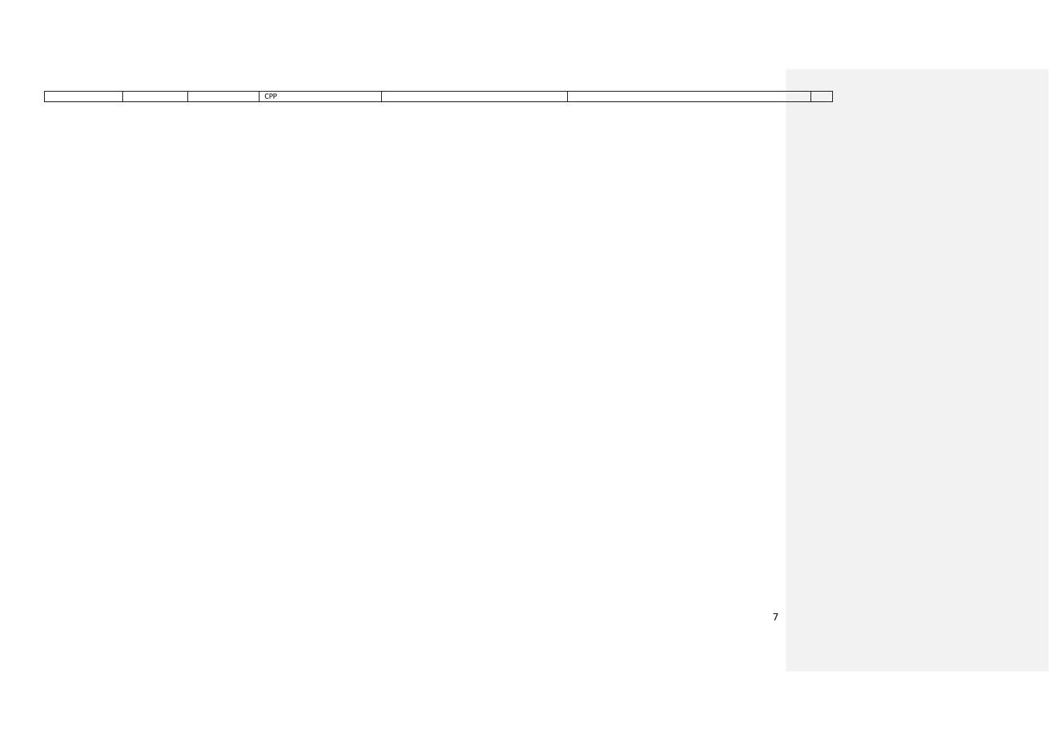|  |  |  | CPP |  |  |  |
|---|---|---|---|---|---|---|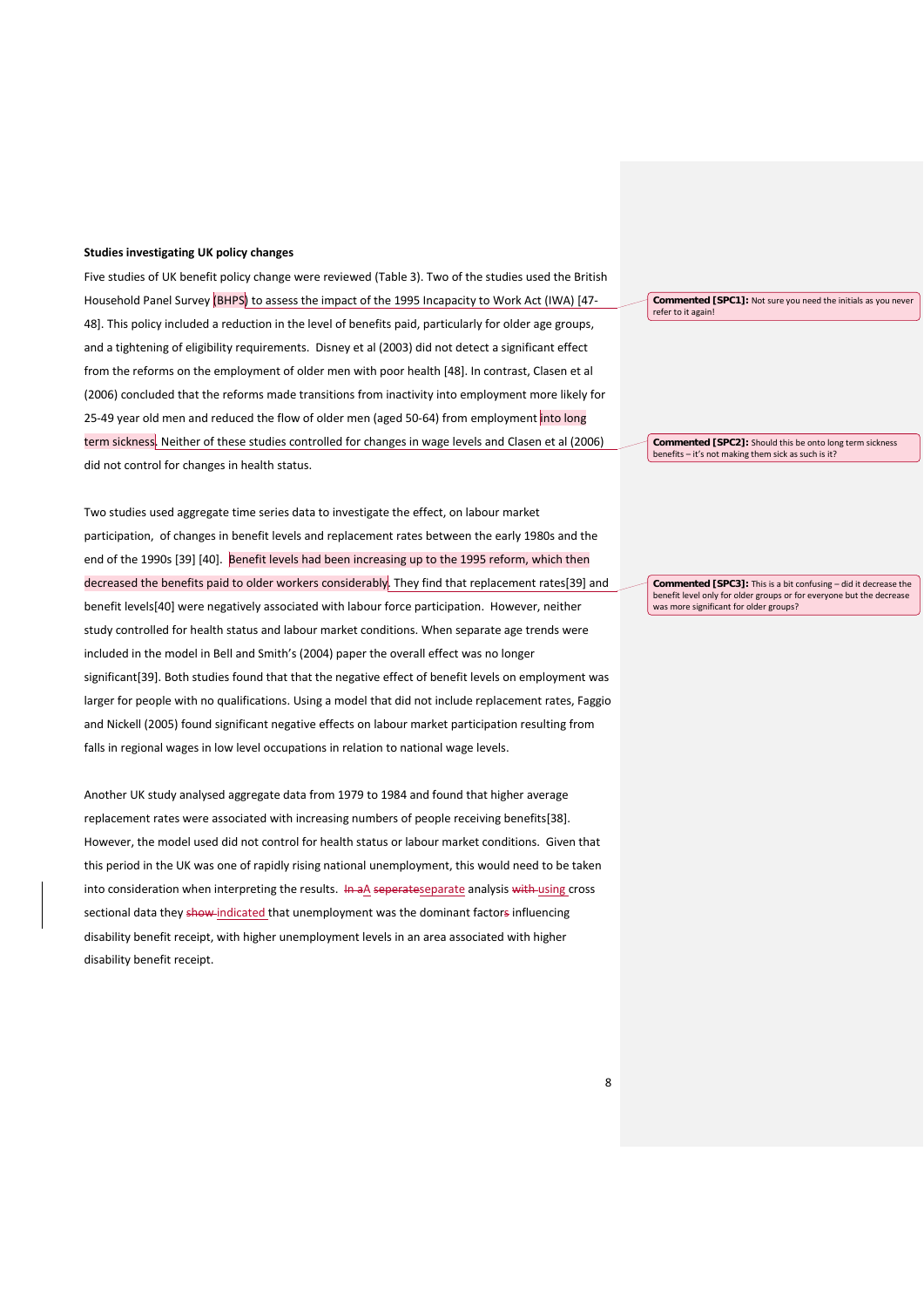**Studies investigating UK policy changes**

Five studies of UK benefit policy change were reviewed (Table 3). Two of the studies used the British Household Panel Survey (BHPS) to assess the impact of the 1995 Incapacity to Work Act (IWA) [47-48]. This policy included a reduction in the level of benefits paid, particularly for older age groups, and a tightening of eligibility requirements. Disney et al (2003) did not detect a significant effect from the reforms on the employment of older men with poor health [48]. In contrast, Clasen et al (2006) concluded that the reforms made transitions from inactivity into employment more likely for 25-49 year old men and reduced the flow of older men (aged 50-64) from employment into long term sickness. Neither of these studies controlled for changes in wage levels and Clasen et al (2006) did not control for changes in health status.

Two studies used aggregate time series data to investigate the effect, on labour market participation, of changes in benefit levels and replacement rates between the early 1980s and the end of the 1990s [39] [40]. Benefit levels had been increasing up to the 1995 reform, which then decreased the benefits paid to older workers considerably. They find that replacement rates[39] and benefit levels[40] were negatively associated with labour force participation. However, neither study controlled for health status and labour market conditions. When separate age trends were included in the model in Bell and Smith's (2004) paper the overall effect was no longer significant[39]. Both studies found that that the negative effect of benefit levels on employment was larger for people with no qualifications. Using a model that did not include replacement rates, Faggio and Nickell (2005) found significant negative effects on labour market participation resulting from falls in regional wages in low level occupations in relation to national wage levels.

Another UK study analysed aggregate data from 1979 to 1984 and found that higher average replacement rates were associated with increasing numbers of people receiving benefits[38]. However, the model used did not control for health status or labour market conditions. Given that this period in the UK was one of rapidly rising national unemployment, this would need to be taken into consideration when interpreting the results. A separate analysis using cross sectional data they indicated that unemployment was the dominant factor influencing disability benefit receipt, with higher unemployment levels in an area associated with higher disability benefit receipt.

**Commented [SPC1]:** Not sure you need the initials as you never refer to it again!

**Commented [SPC2]:** Should this be onto long term sickness benefits – it's not making them sick as such is it?

**Commented [SPC3]:** This is a bit confusing – did it decrease the benefit level only for older groups or for everyone but the decrease was more significant for older groups?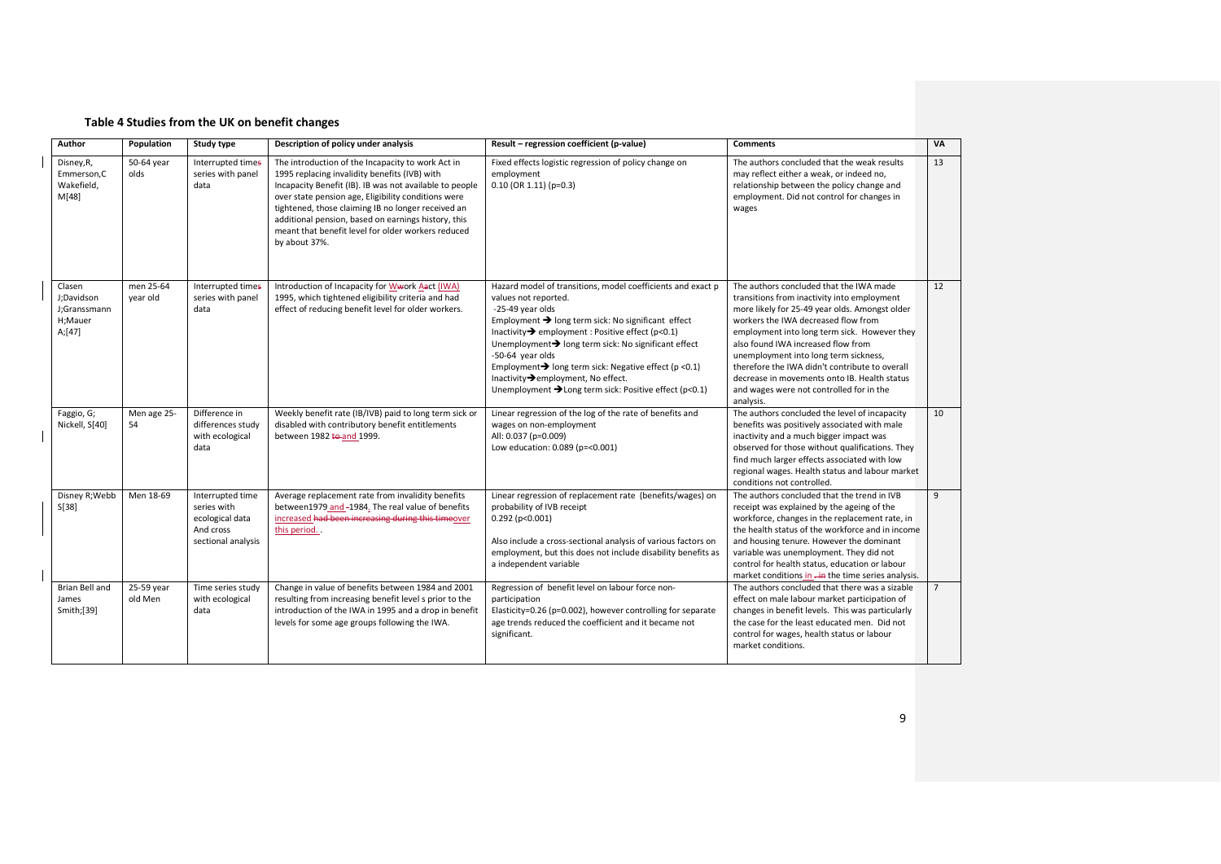## Table 4 Studies from the UK on benefit changes

| Author | Population | Study type | Description of policy under analysis | Result – regression coefficient (p-value) | Comments | VA |
|---|---|---|---|---|---|---|
| Disney,R, Emmerson,C Wakefield, M[48] | 50-64 year olds | Interrupted times series with panel data | The introduction of the Incapacity to work Act in 1995 replacing invalidity benefits (IVB) with Incapacity Benefit (IB). IB was not available to people over state pension age, Eligibility conditions were tightened, those claiming IB no longer received an additional pension, based on earnings history, this meant that benefit level for older workers reduced by about 37%. | Fixed effects logistic regression of policy change on employment<br>0.10 (OR 1.11) (p=0.3) | The authors concluded that the weak results may reflect either a weak, or indeed no, relationship between the policy change and employment. Did not control for changes in wages | 13 |
| Clasen J;Davidson J;Granssmann H;Mauer A;[47] | men 25-64 year old | Interrupted times series with panel data | Introduction of Incapacity for Work Act (IWA) 1995, which tightened eligibility criteria and had effect of reducing benefit level for older workers. | Hazard model of transitions, model coefficients and exact p values not reported.<br>-25-49 year olds<br>Employment → long term sick: No significant effect<br>Inactivity → employment : Positive effect (p<0.1)<br>Unemployment → long term sick: No significant effect<br>-50-64 year olds<br>Employment → long term sick: Negative effect (p <0.1)<br>Inactivity → employment, No effect.<br>Unemployment → Long term sick: Positive effect (p<0.1) | The authors concluded that the IWA made transitions from inactivity into employment more likely for 25-49 year olds. Amongst older workers the IWA decreased flow from employment into long term sick. However they also found IWA increased flow from unemployment into long term sickness, therefore the IWA didn't contribute to overall decrease in movements onto IB. Health status and wages were not controlled for in the analysis. | 12 |
| Faggio, G; Nickell, S[40] | Men age 25-54 | Difference in differences study with ecological data | Weekly benefit rate (IB/IVB) paid to long term sick or disabled with contributory benefit entitlements between 1982 and 1999. | Linear regression of the log of the rate of benefits and wages on non-employment<br>All: 0.037 (p=0.009)<br>Low education: 0.089 (p=<0.001) | The authors concluded the level of incapacity benefits was positively associated with male inactivity and a much bigger impact was observed for those without qualifications. They find much larger effects associated with low regional wages. Health status and labour market conditions not controlled. | 10 |
| Disney R;Webb S[38] | Men 18-69 | Interrupted time series with ecological data And cross sectional analysis | Average replacement rate from invalidity benefits between1979 and 1984. The real value of benefits increased over this period. | Linear regression of replacement rate (benefits/wages) on probability of IVB receipt<br>0.292 (p<0.001)<br><br>Also include a cross-sectional analysis of various factors on employment, but this does not include disability benefits as a independent variable | The authors concluded that the trend in IVB receipt was explained by the ageing of the workforce, changes in the replacement rate, in the health status of the workforce and in income and housing tenure. However the dominant variable was unemployment. They did not control for health status, education or labour market conditions in the time series analysis. | 9 |
| Brian Bell and James Smith;[39] | 25-59 year old Men | Time series study with ecological data | Change in value of benefits between 1984 and 2001 resulting from increasing benefit level s prior to the introduction of the IWA in 1995 and a drop in benefit levels for some age groups following the IWA. | Regression of benefit level on labour force non-participation<br>Elasticity=0.26 (p=0.002), however controlling for separate age trends reduced the coefficient and it became not significant. | The authors concluded that there was a sizable effect on male labour market participation of changes in benefit levels. This was particularly the case for the least educated men. Did not control for wages, health status or labour market conditions. | 7 |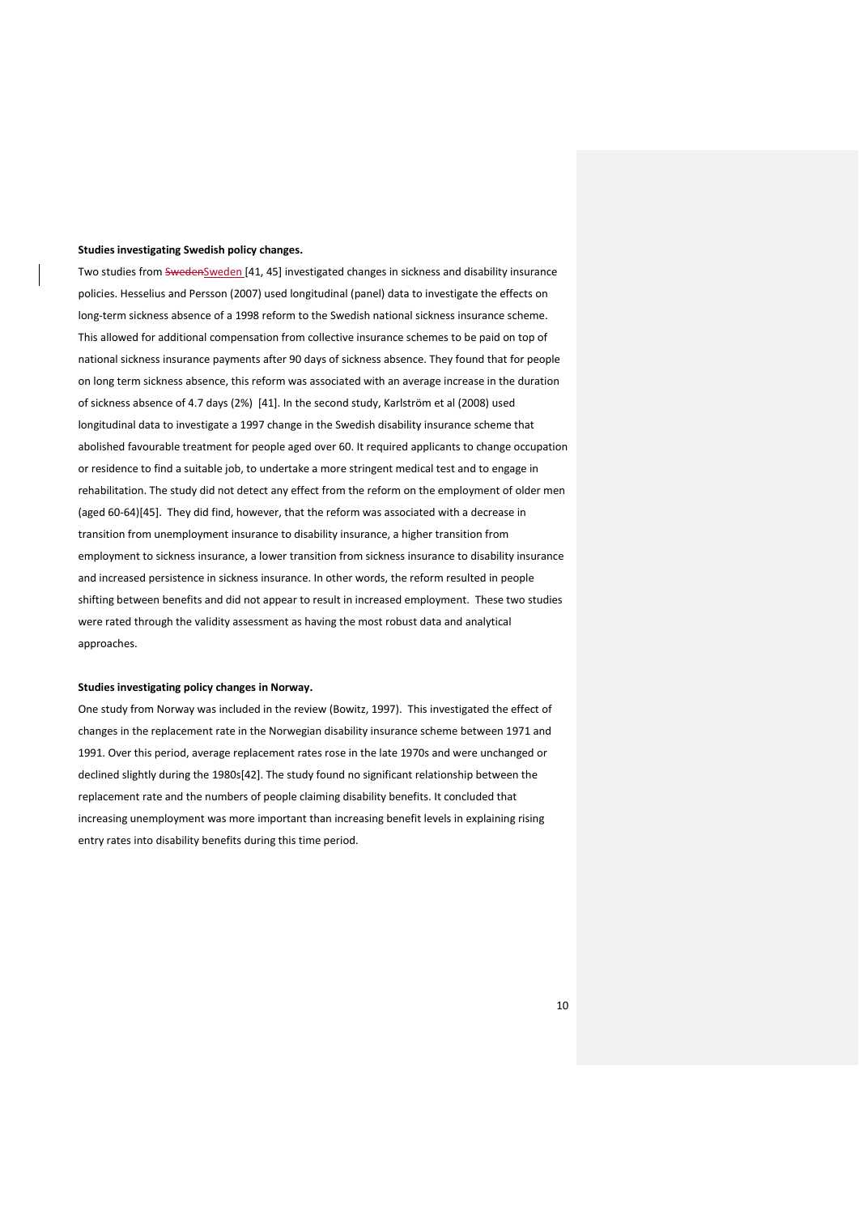**Studies investigating Swedish policy changes.**

Two studies from Sweden [41, 45] investigated changes in sickness and disability insurance policies. Hesselius and Persson (2007) used longitudinal (panel) data to investigate the effects on long-term sickness absence of a 1998 reform to the Swedish national sickness insurance scheme. This allowed for additional compensation from collective insurance schemes to be paid on top of national sickness insurance payments after 90 days of sickness absence. They found that for people on long term sickness absence, this reform was associated with an average increase in the duration of sickness absence of 4.7 days (2%) [41]. In the second study, Karlström et al (2008) used longitudinal data to investigate a 1997 change in the Swedish disability insurance scheme that abolished favourable treatment for people aged over 60. It required applicants to change occupation or residence to find a suitable job, to undertake a more stringent medical test and to engage in rehabilitation. The study did not detect any effect from the reform on the employment of older men (aged 60-64)[45]. They did find, however, that the reform was associated with a decrease in transition from unemployment insurance to disability insurance, a higher transition from employment to sickness insurance, a lower transition from sickness insurance to disability insurance and increased persistence in sickness insurance. In other words, the reform resulted in people shifting between benefits and did not appear to result in increased employment. These two studies were rated through the validity assessment as having the most robust data and analytical approaches.

**Studies investigating policy changes in Norway.**

One study from Norway was included in the review (Bowitz, 1997). This investigated the effect of changes in the replacement rate in the Norwegian disability insurance scheme between 1971 and 1991. Over this period, average replacement rates rose in the late 1970s and were unchanged or declined slightly during the 1980s[42]. The study found no significant relationship between the replacement rate and the numbers of people claiming disability benefits. It concluded that increasing unemployment was more important than increasing benefit levels in explaining rising entry rates into disability benefits during this time period.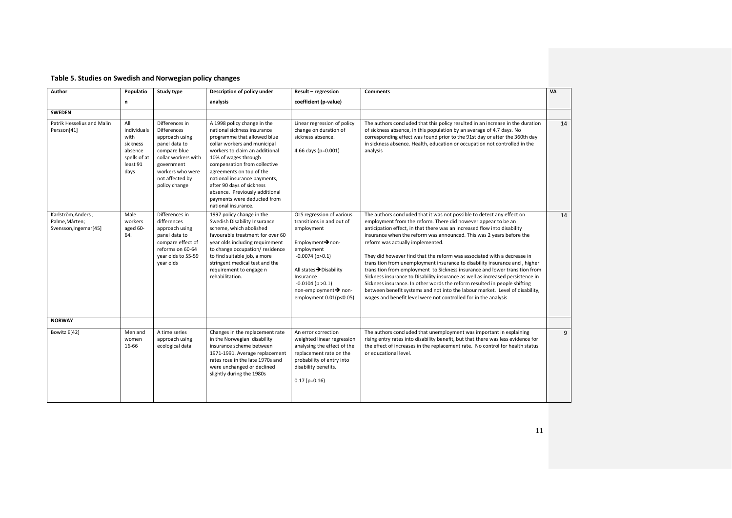## Table 5. Studies on Swedish and Norwegian policy changes

| Author | Population | Study type | Description of policy under analysis | Result – regression coefficient (p-value) | Comments | VA |
|---|---|---|---|---|---|---|
| **SWEDEN** | | | | | | |
| Patrik Hesselius and Malin Persson[41] | All individuals with sickness absence spells of at least 91 days | Differences in Differences approach using panel data to compare blue collar workers with government workers who were not affected by policy change | A 1998 policy change in the national sickness insurance programme that allowed blue collar workers and municipal workers to claim an additional 10% of wages through compensation from collective agreements on top of the national insurance payments, after 90 days of sickness absence. Previously additional payments were deducted from national insurance. | Linear regression of policy change on duration of sickness absence.<br><br>4.66 days (p=0.001) | The authors concluded that this policy resulted in an increase in the duration of sickness absence, in this population by an average of 4.7 days. No corresponding effect was found prior to the 91st day or after the 360th day in sickness absence. Health, education or occupation not controlled in the analysis | 14 |
| Karlström,Anders ; Palme,Mårten; Svensson,Ingemar[45] | Male workers aged 60-64. | Differences in differences approach using panel data to compare effect of reforms on 60-64 year olds to 55-59 year olds | 1997 policy change in the Swedish Disability Insurance scheme, which abolished favourable treatment for over 60 year olds including requirement to change occupation/ residence to find suitable job, a more stringent medical test and the requirement to engage n rehabilitation. | OLS regression of various transitions in and out of employment<br><br>Employment→non-employment<br>-0.0074 (p>0.1)<br><br>All states→Disability Insurance<br>-0.0104 (p >0.1)<br>non-employment→ non-employment 0.01(p<0.05) | The authors concluded that it was not possible to detect any effect on employment from the reform. There did however appear to be an anticipation effect, in that there was an increased flow into disability insurance when the reform was announced. This was 2 years before the reform was actually implemented.<br><br>They did however find that the reform was associated with a decrease in transition from unemployment insurance to disability insurance and , higher transition from employment to Sickness insurance and lower transition from Sickness insurance to Disability insurance as well as increased persistence in Sickness insurance. In other words the reform resulted in people shifting between benefit systems and not into the labour market. Level of disability, wages and benefit level were not controlled for in the analysis | 14 |
| **NORWAY** | | | | | | |
| Bowitz E[42] | Men and women 16-66 | A time series approach using ecological data | Changes in the replacement rate in the Norwegian disability insurance scheme between 1971-1991. Average replacement rates rose in the late 1970s and were unchanged or declined slightly during the 1980s | An error correction weighted linear regression analysing the effect of the replacement rate on the probability of entry into disability benefits.<br><br>0.17 (p=0.16) | The authors concluded that unemployment was important in explaining rising entry rates into disability benefit, but that there was less evidence for the effect of increases in the replacement rate. No control for health status or educational level. | 9 |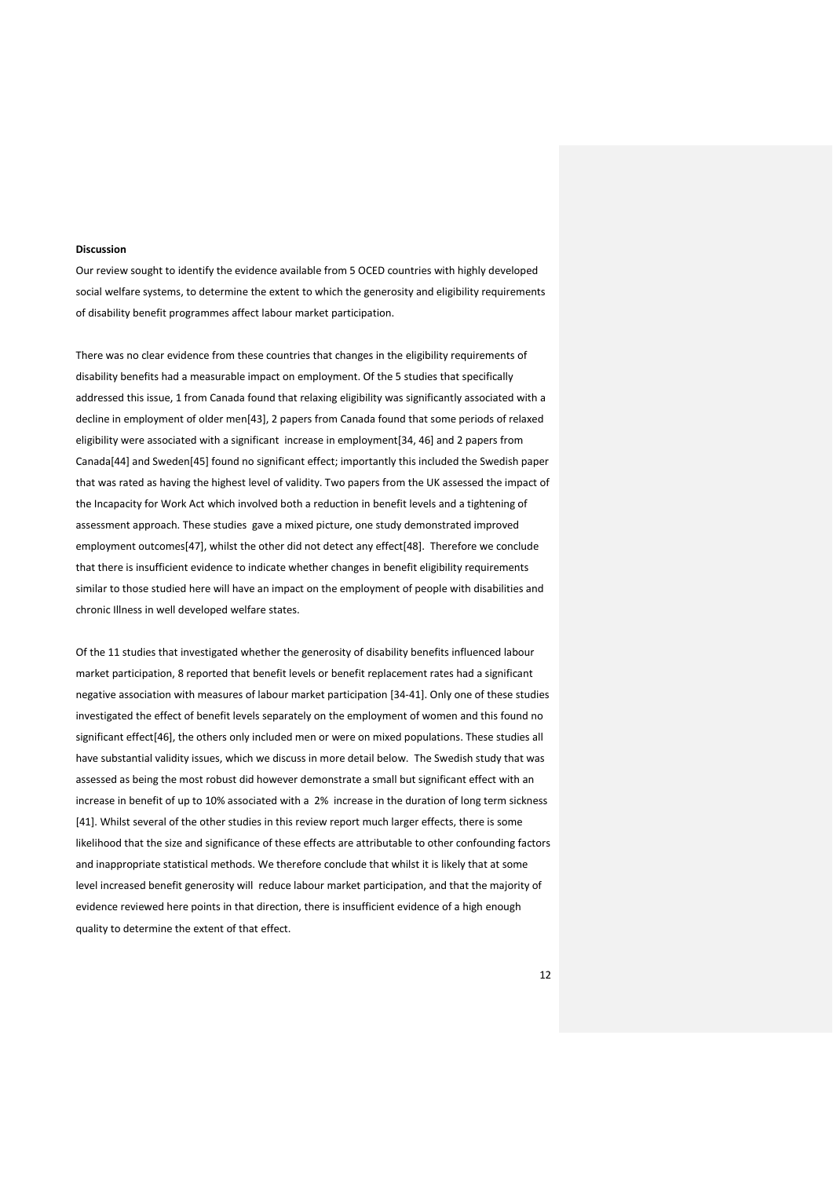**Discussion**

Our review sought to identify the evidence available from 5 OCED countries with highly developed social welfare systems, to determine the extent to which the generosity and eligibility requirements of disability benefit programmes affect labour market participation.

There was no clear evidence from these countries that changes in the eligibility requirements of disability benefits had a measurable impact on employment. Of the 5 studies that specifically addressed this issue, 1 from Canada found that relaxing eligibility was significantly associated with a decline in employment of older men[43], 2 papers from Canada found that some periods of relaxed eligibility were associated with a significant increase in employment[34, 46] and 2 papers from Canada[44] and Sweden[45] found no significant effect; importantly this included the Swedish paper that was rated as having the highest level of validity. Two papers from the UK assessed the impact of the Incapacity for Work Act which involved both a reduction in benefit levels and a tightening of assessment approach. These studies gave a mixed picture, one study demonstrated improved employment outcomes[47], whilst the other did not detect any effect[48]. Therefore we conclude that there is insufficient evidence to indicate whether changes in benefit eligibility requirements similar to those studied here will have an impact on the employment of people with disabilities and chronic Illness in well developed welfare states.

Of the 11 studies that investigated whether the generosity of disability benefits influenced labour market participation, 8 reported that benefit levels or benefit replacement rates had a significant negative association with measures of labour market participation [34-41]. Only one of these studies investigated the effect of benefit levels separately on the employment of women and this found no significant effect[46], the others only included men or were on mixed populations. These studies all have substantial validity issues, which we discuss in more detail below. The Swedish study that was assessed as being the most robust did however demonstrate a small but significant effect with an increase in benefit of up to 10% associated with a 2% increase in the duration of long term sickness [41]. Whilst several of the other studies in this review report much larger effects, there is some likelihood that the size and significance of these effects are attributable to other confounding factors and inappropriate statistical methods. We therefore conclude that whilst it is likely that at some level increased benefit generosity will reduce labour market participation, and that the majority of evidence reviewed here points in that direction, there is insufficient evidence of a high enough quality to determine the extent of that effect.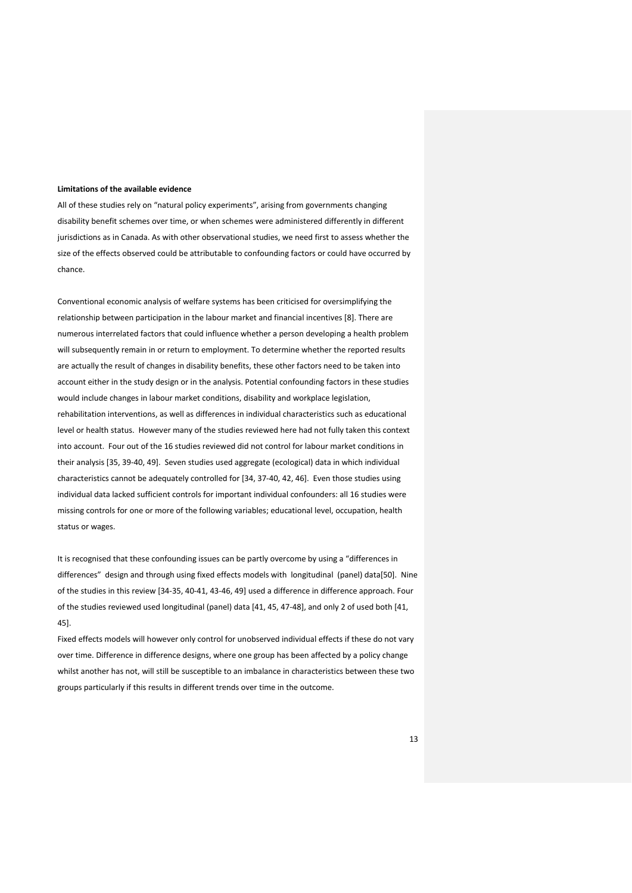**Limitations of the available evidence**

All of these studies rely on "natural policy experiments", arising from governments changing disability benefit schemes over time, or when schemes were administered differently in different jurisdictions as in Canada. As with other observational studies, we need first to assess whether the size of the effects observed could be attributable to confounding factors or could have occurred by chance.

Conventional economic analysis of welfare systems has been criticised for oversimplifying the relationship between participation in the labour market and financial incentives [8]. There are numerous interrelated factors that could influence whether a person developing a health problem will subsequently remain in or return to employment. To determine whether the reported results are actually the result of changes in disability benefits, these other factors need to be taken into account either in the study design or in the analysis. Potential confounding factors in these studies would include changes in labour market conditions, disability and workplace legislation, rehabilitation interventions, as well as differences in individual characteristics such as educational level or health status. However many of the studies reviewed here had not fully taken this context into account. Four out of the 16 studies reviewed did not control for labour market conditions in their analysis [35, 39-40, 49]. Seven studies used aggregate (ecological) data in which individual characteristics cannot be adequately controlled for [34, 37-40, 42, 46]. Even those studies using individual data lacked sufficient controls for important individual confounders: all 16 studies were missing controls for one or more of the following variables; educational level, occupation, health status or wages.

It is recognised that these confounding issues can be partly overcome by using a "differences in differences" design and through using fixed effects models with longitudinal (panel) data[50]. Nine of the studies in this review [34-35, 40-41, 43-46, 49] used a difference in difference approach. Four of the studies reviewed used longitudinal (panel) data [41, 45, 47-48], and only 2 of used both [41, 45].

Fixed effects models will however only control for unobserved individual effects if these do not vary over time. Difference in difference designs, where one group has been affected by a policy change whilst another has not, will still be susceptible to an imbalance in characteristics between these two groups particularly if this results in different trends over time in the outcome.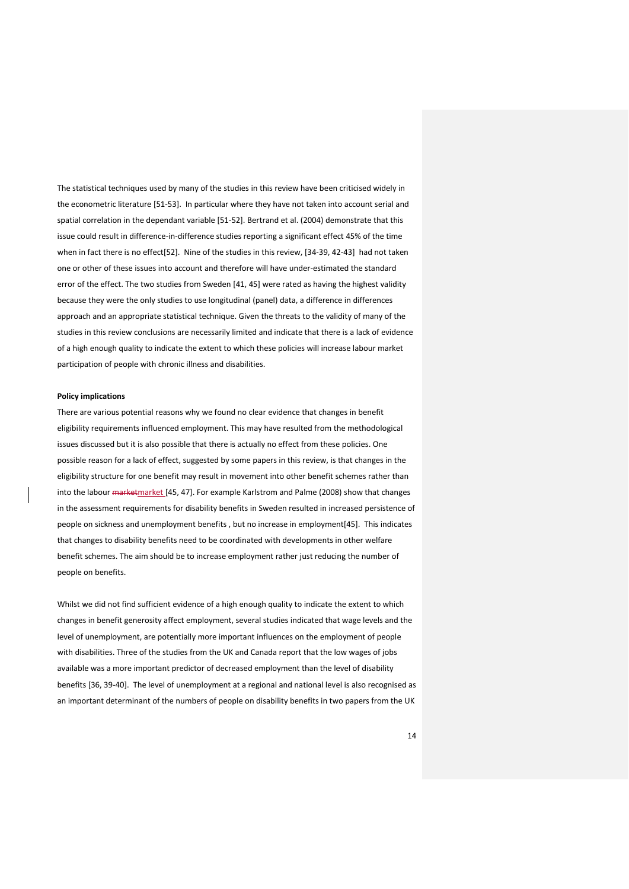The statistical techniques used by many of the studies in this review have been criticised widely in the econometric literature [51-53]. In particular where they have not taken into account serial and spatial correlation in the dependant variable [51-52]. Bertrand et al. (2004) demonstrate that this issue could result in difference-in-difference studies reporting a significant effect 45% of the time when in fact there is no effect[52]. Nine of the studies in this review, [34-39, 42-43] had not taken one or other of these issues into account and therefore will have under-estimated the standard error of the effect. The two studies from Sweden [41, 45] were rated as having the highest validity because they were the only studies to use longitudinal (panel) data, a difference in differences approach and an appropriate statistical technique. Given the threats to the validity of many of the studies in this review conclusions are necessarily limited and indicate that there is a lack of evidence of a high enough quality to indicate the extent to which these policies will increase labour market participation of people with chronic illness and disabilities.

**Policy implications**

There are various potential reasons why we found no clear evidence that changes in benefit eligibility requirements influenced employment. This may have resulted from the methodological issues discussed but it is also possible that there is actually no effect from these policies. One possible reason for a lack of effect, suggested by some papers in this review, is that changes in the eligibility structure for one benefit may result in movement into other benefit schemes rather than into the labour market [45, 47]. For example Karlstrom and Palme (2008) show that changes in the assessment requirements for disability benefits in Sweden resulted in increased persistence of people on sickness and unemployment benefits , but no increase in employment[45]. This indicates that changes to disability benefits need to be coordinated with developments in other welfare benefit schemes. The aim should be to increase employment rather just reducing the number of people on benefits.

Whilst we did not find sufficient evidence of a high enough quality to indicate the extent to which changes in benefit generosity affect employment, several studies indicated that wage levels and the level of unemployment, are potentially more important influences on the employment of people with disabilities. Three of the studies from the UK and Canada report that the low wages of jobs available was a more important predictor of decreased employment than the level of disability benefits [36, 39-40]. The level of unemployment at a regional and national level is also recognised as an important determinant of the numbers of people on disability benefits in two papers from the UK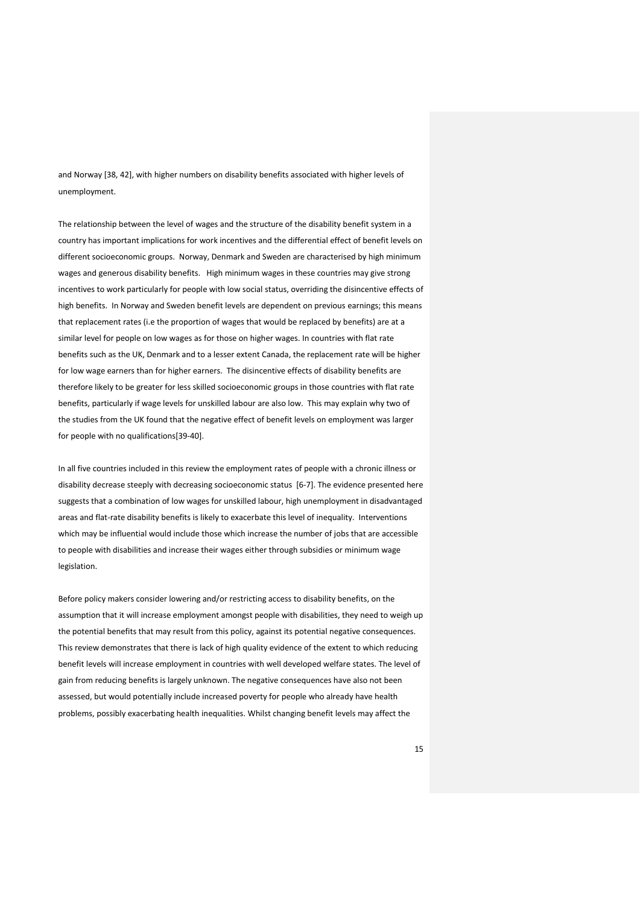and Norway [38, 42], with higher numbers on disability benefits associated with higher levels of unemployment.

The relationship between the level of wages and the structure of the disability benefit system in a country has important implications for work incentives and the differential effect of benefit levels on different socioeconomic groups. Norway, Denmark and Sweden are characterised by high minimum wages and generous disability benefits. High minimum wages in these countries may give strong incentives to work particularly for people with low social status, overriding the disincentive effects of high benefits. In Norway and Sweden benefit levels are dependent on previous earnings; this means that replacement rates (i.e the proportion of wages that would be replaced by benefits) are at a similar level for people on low wages as for those on higher wages. In countries with flat rate benefits such as the UK, Denmark and to a lesser extent Canada, the replacement rate will be higher for low wage earners than for higher earners. The disincentive effects of disability benefits are therefore likely to be greater for less skilled socioeconomic groups in those countries with flat rate benefits, particularly if wage levels for unskilled labour are also low. This may explain why two of the studies from the UK found that the negative effect of benefit levels on employment was larger for people with no qualifications[39-40].

In all five countries included in this review the employment rates of people with a chronic illness or disability decrease steeply with decreasing socioeconomic status [6-7]. The evidence presented here suggests that a combination of low wages for unskilled labour, high unemployment in disadvantaged areas and flat-rate disability benefits is likely to exacerbate this level of inequality. Interventions which may be influential would include those which increase the number of jobs that are accessible to people with disabilities and increase their wages either through subsidies or minimum wage legislation.

Before policy makers consider lowering and/or restricting access to disability benefits, on the assumption that it will increase employment amongst people with disabilities, they need to weigh up the potential benefits that may result from this policy, against its potential negative consequences. This review demonstrates that there is lack of high quality evidence of the extent to which reducing benefit levels will increase employment in countries with well developed welfare states. The level of gain from reducing benefits is largely unknown. The negative consequences have also not been assessed, but would potentially include increased poverty for people who already have health problems, possibly exacerbating health inequalities. Whilst changing benefit levels may affect the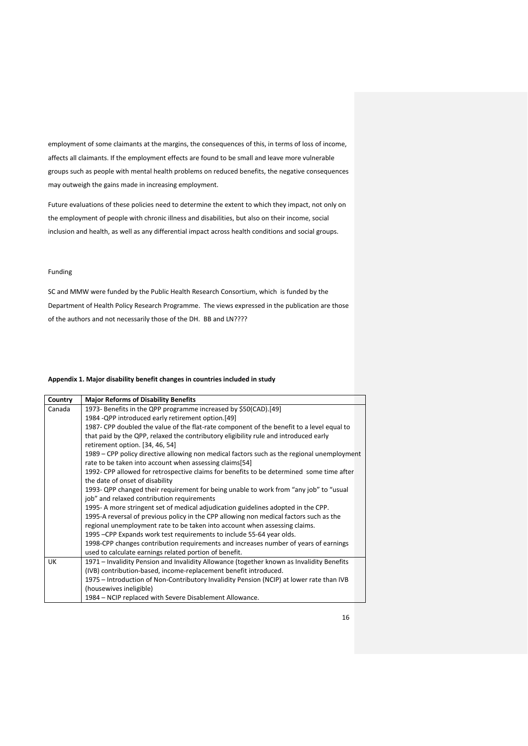employment of some claimants at the margins, the consequences of this, in terms of loss of income, affects all claimants. If the employment effects are found to be small and leave more vulnerable groups such as people with mental health problems on reduced benefits, the negative consequences may outweigh the gains made in increasing employment.

Future evaluations of these policies need to determine the extent to which they impact, not only on the employment of people with chronic illness and disabilities, but also on their income, social inclusion and health, as well as any differential impact across health conditions and social groups.

Funding

SC and MMW were funded by the Public Health Research Consortium, which is funded by the Department of Health Policy Research Programme. The views expressed in the publication are those of the authors and not necessarily those of the DH. BB and LN????

**Appendix 1. Major disability benefit changes in countries included in study**

| Country | Major Reforms of Disability Benefits |
|---|---|
| Canada | 1973- Benefits in the QPP programme increased by $50(CAD).[49]<br>1984 -QPP introduced early retirement option.[49]<br>1987- CPP doubled the value of the flat-rate component of the benefit to a level equal to that paid by the QPP, relaxed the contributory eligibility rule and introduced early retirement option. [34, 46, 54]<br>1989 – CPP policy directive allowing non medical factors such as the regional unemployment rate to be taken into account when assessing claims[54]<br>1992- CPP allowed for retrospective claims for benefits to be determined some time after the date of onset of disability<br>1993- QPP changed their requirement for being unable to work from "any job" to "usual job" and relaxed contribution requirements<br>1995- A more stringent set of medical adjudication guidelines adopted in the CPP.<br>1995-A reversal of previous policy in the CPP allowing non medical factors such as the regional unemployment rate to be taken into account when assessing claims.<br>1995 –CPP Expands work test requirements to include 55-64 year olds.<br>1998-CPP changes contribution requirements and increases number of years of earnings used to calculate earnings related portion of benefit. |
| UK | 1971 – Invalidity Pension and Invalidity Allowance (together known as Invalidity Benefits (IVB) contribution-based, income-replacement benefit introduced.<br>1975 – Introduction of Non-Contributory Invalidity Pension (NCIP) at lower rate than IVB (housewives ineligible)<br>1984 – NCIP replaced with Severe Disablement Allowance. |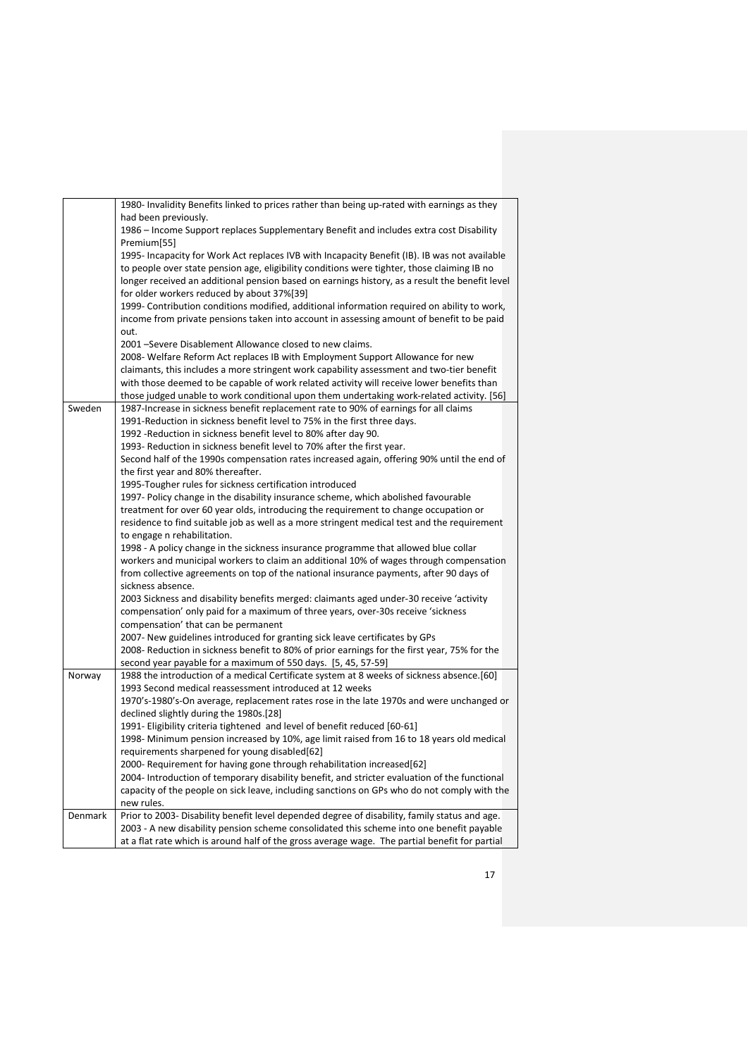| | |
|---|---|
| | 1980- Invalidity Benefits linked to prices rather than being up-rated with earnings as they had been previously.<br>1986 – Income Support replaces Supplementary Benefit and includes extra cost Disability Premium[55]<br>1995- Incapacity for Work Act replaces IVB with Incapacity Benefit (IB). IB was not available to people over state pension age, eligibility conditions were tighter, those claiming IB no longer received an additional pension based on earnings history, as a result the benefit level for older workers reduced by about 37%[39]<br>1999- Contribution conditions modified, additional information required on ability to work, income from private pensions taken into account in assessing amount of benefit to be paid out.<br>2001 –Severe Disablement Allowance closed to new claims.<br>2008- Welfare Reform Act replaces IB with Employment Support Allowance for new claimants, this includes a more stringent work capability assessment and two-tier benefit with those deemed to be capable of work related activity will receive lower benefits than those judged unable to work conditional upon them undertaking work-related activity. [56] |
| Sweden | 1987-Increase in sickness benefit replacement rate to 90% of earnings for all claims<br>1991-Reduction in sickness benefit level to 75% in the first three days.<br>1992 -Reduction in sickness benefit level to 80% after day 90.<br>1993- Reduction in sickness benefit level to 70% after the first year.<br>Second half of the 1990s compensation rates increased again, offering 90% until the end of the first year and 80% thereafter.<br>1995-Tougher rules for sickness certification introduced<br>1997- Policy change in the disability insurance scheme, which abolished favourable treatment for over 60 year olds, introducing the requirement to change occupation or residence to find suitable job as well as a more stringent medical test and the requirement to engage n rehabilitation.<br>1998 - A policy change in the sickness insurance programme that allowed blue collar workers and municipal workers to claim an additional 10% of wages through compensation from collective agreements on top of the national insurance payments, after 90 days of sickness absence.<br>2003 Sickness and disability benefits merged: claimants aged under-30 receive 'activity compensation' only paid for a maximum of three years, over-30s receive 'sickness compensation' that can be permanent<br>2007- New guidelines introduced for granting sick leave certificates by GPs<br>2008- Reduction in sickness benefit to 80% of prior earnings for the first year, 75% for the second year payable for a maximum of 550 days. [5, 45, 57-59] |
| Norway | 1988 the introduction of a medical Certificate system at 8 weeks of sickness absence.[60]<br>1993 Second medical reassessment introduced at 12 weeks<br>1970's-1980's-On average, replacement rates rose in the late 1970s and were unchanged or declined slightly during the 1980s.[28]<br>1991- Eligibility criteria tightened and level of benefit reduced [60-61]<br>1998- Minimum pension increased by 10%, age limit raised from 16 to 18 years old medical requirements sharpened for young disabled[62]<br>2000- Requirement for having gone through rehabilitation increased[62]<br>2004- Introduction of temporary disability benefit, and stricter evaluation of the functional capacity of the people on sick leave, including sanctions on GPs who do not comply with the new rules. |
| Denmark | Prior to 2003- Disability benefit level depended degree of disability, family status and age.<br>2003 - A new disability pension scheme consolidated this scheme into one benefit payable at a flat rate which is around half of the gross average wage. The partial benefit for partial |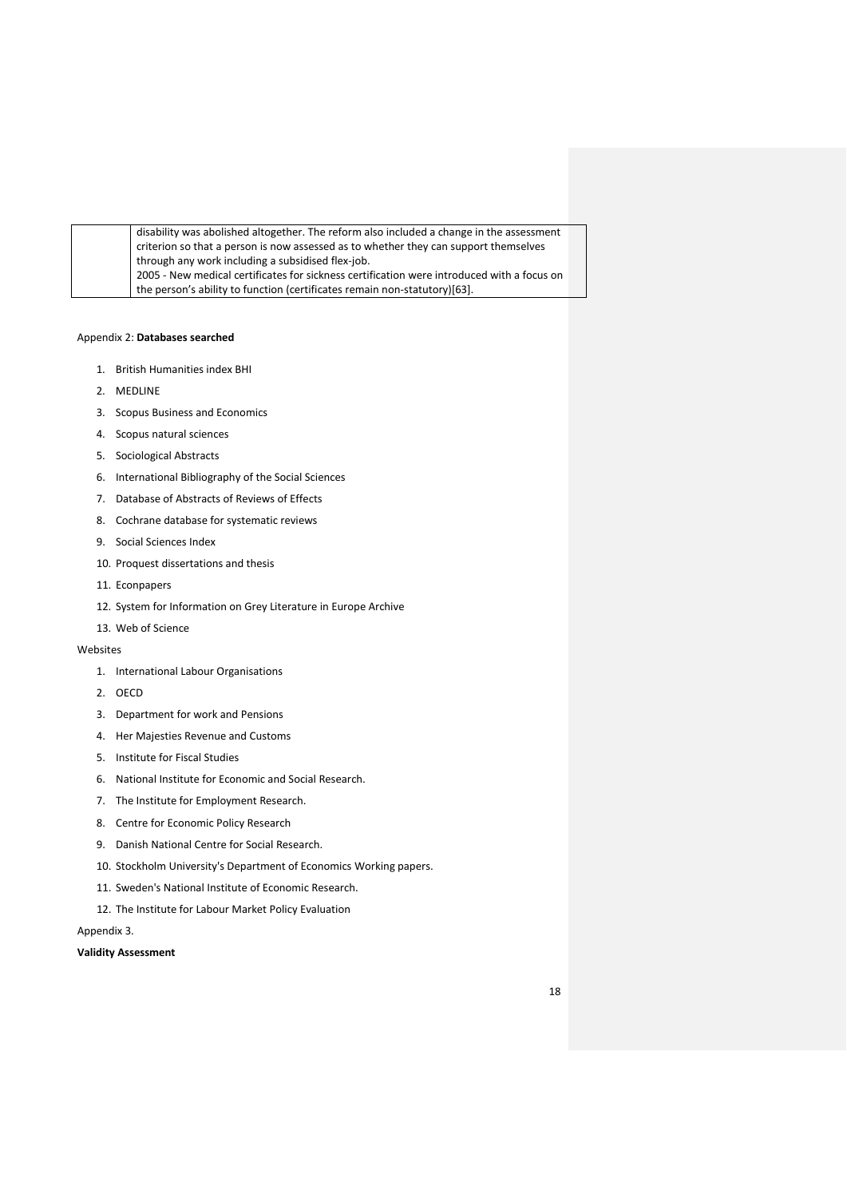| | |
|---|---|
| | disability was abolished altogether. The reform also included a change in the assessment criterion so that a person is now assessed as to whether they can support themselves through any work including a subsidised flex-job.<br>2005 - New medical certificates for sickness certification were introduced with a focus on the person's ability to function (certificates remain non-statutory)[63]. |

Appendix 2: **Databases searched**

1. British Humanities index BHI
2. MEDLINE
3. Scopus Business and Economics
4. Scopus natural sciences
5. Sociological Abstracts
6. International Bibliography of the Social Sciences
7. Database of Abstracts of Reviews of Effects
8. Cochrane database for systematic reviews
9. Social Sciences Index
10. Proquest dissertations and thesis
11. Econpapers
12. System for Information on Grey Literature in Europe Archive
13. Web of Science

Websites

1. International Labour Organisations
2. OECD
3. Department for work and Pensions
4. Her Majesties Revenue and Customs
5. Institute for Fiscal Studies
6. National Institute for Economic and Social Research.
7. The Institute for Employment Research.
8. Centre for Economic Policy Research
9. Danish National Centre for Social Research.
10. Stockholm University's Department of Economics Working papers.
11. Sweden's National Institute of Economic Research.
12. The Institute for Labour Market Policy Evaluation

Appendix 3.

**Validity Assessment**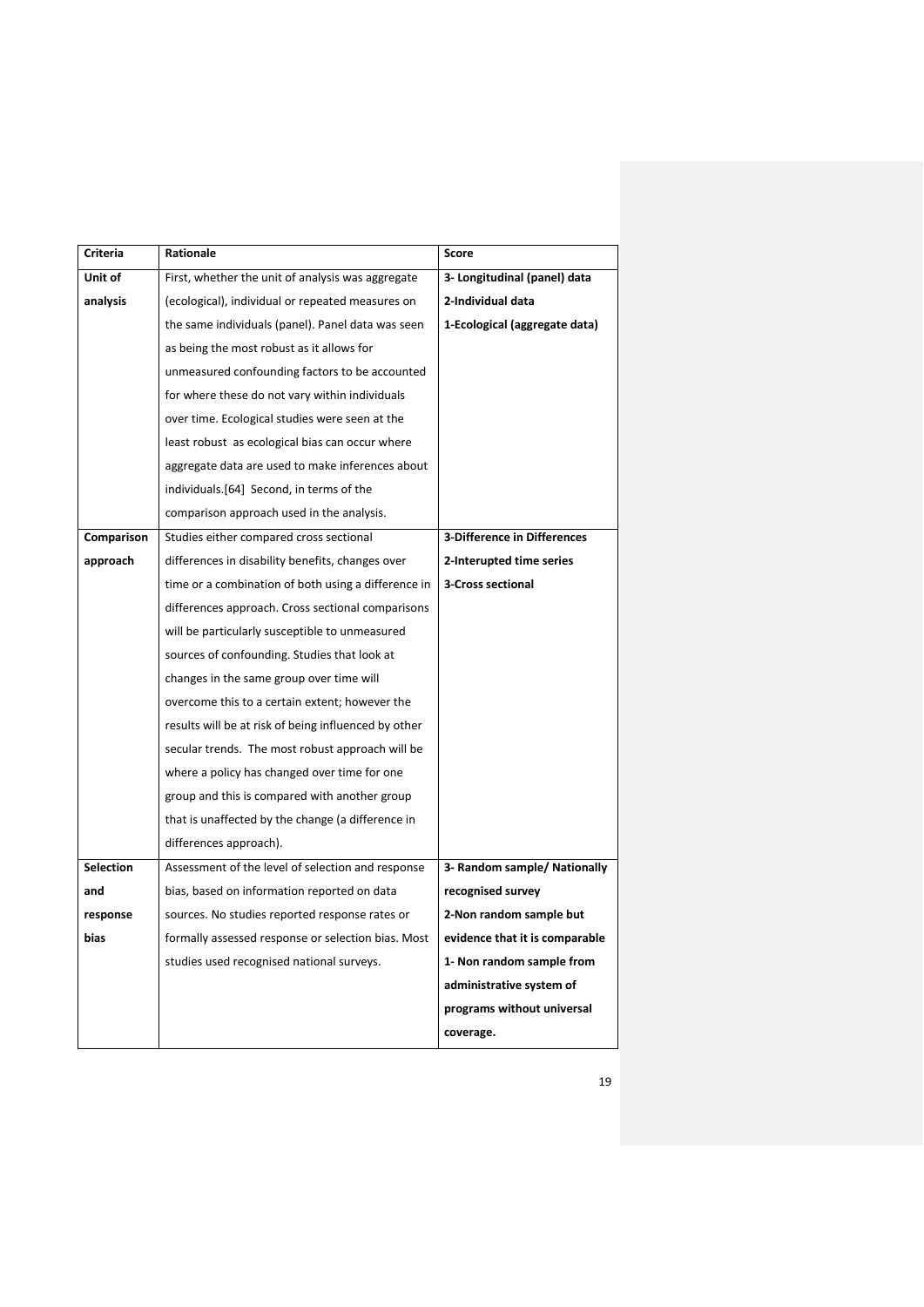| Criteria | Rationale | Score |
|---|---|---|
| **Unit of analysis** | First, whether the unit of analysis was aggregate (ecological), individual or repeated measures on the same individuals (panel). Panel data was seen as being the most robust as it allows for unmeasured confounding factors to be accounted for where these do not vary within individuals over time. Ecological studies were seen at the least robust as ecological bias can occur where aggregate data are used to make inferences about individuals.[64] Second, in terms of the comparison approach used in the analysis. | **3- Longitudinal (panel) data**<br>**2-Individual data**<br>**1-Ecological (aggregate data)** |
| **Comparison approach** | Studies either compared cross sectional differences in disability benefits, changes over time or a combination of both using a difference in differences approach. Cross sectional comparisons will be particularly susceptible to unmeasured sources of confounding. Studies that look at changes in the same group over time will overcome this to a certain extent; however the results will be at risk of being influenced by other secular trends. The most robust approach will be where a policy has changed over time for one group and this is compared with another group that is unaffected by the change (a difference in differences approach). | **3-Difference in Differences**<br>**2-Interupted time series**<br>**3-Cross sectional** |
| **Selection and response bias** | Assessment of the level of selection and response bias, based on information reported on data sources. No studies reported response rates or formally assessed response or selection bias. Most studies used recognised national surveys. | **3- Random sample/ Nationally recognised survey**<br>**2-Non random sample but evidence that it is comparable**<br>**1- Non random sample from administrative system of programs without universal coverage.** |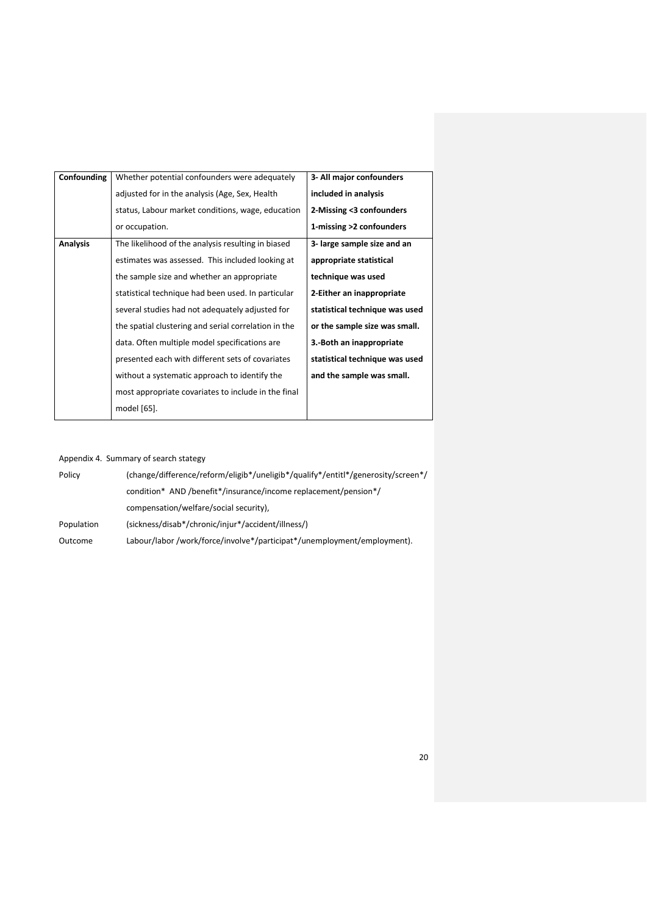| **Confounding** | Whether potential confounders were adequately adjusted for in the analysis (Age, Sex, Health status, Labour market conditions, wage, education or occupation. | **3- All major confounders included in analysis**<br>**2-Missing <3 confounders**<br>**1-missing >2 confounders** |
|---|---|---|
| **Analysis** | The likelihood of the analysis resulting in biased estimates was assessed. This included looking at the sample size and whether an appropriate statistical technique had been used. In particular several studies had not adequately adjusted for the spatial clustering and serial correlation in the data. Often multiple model specifications are presented each with different sets of covariates without a systematic approach to identify the most appropriate covariates to include in the final model [65]. | **3- large sample size and an appropriate statistical technique was used**<br>**2-Either an inappropriate statistical technique was used or the sample size was small.**<br>**3.-Both an inappropriate statistical technique was used and the sample was small.** |

Appendix 4. Summary of search stategy

| | |
|---|---|
| Policy | (change/difference/reform/eligib*/uneligib*/qualify*/entitl*/generosity/screen*/ condition* AND /benefit*/insurance/income replacement/pension*/ compensation/welfare/social security), |
| Population | (sickness/disab*/chronic/injur*/accident/illness/) |
| Outcome | Labour/labor /work/force/involve*/participat*/unemployment/employment). |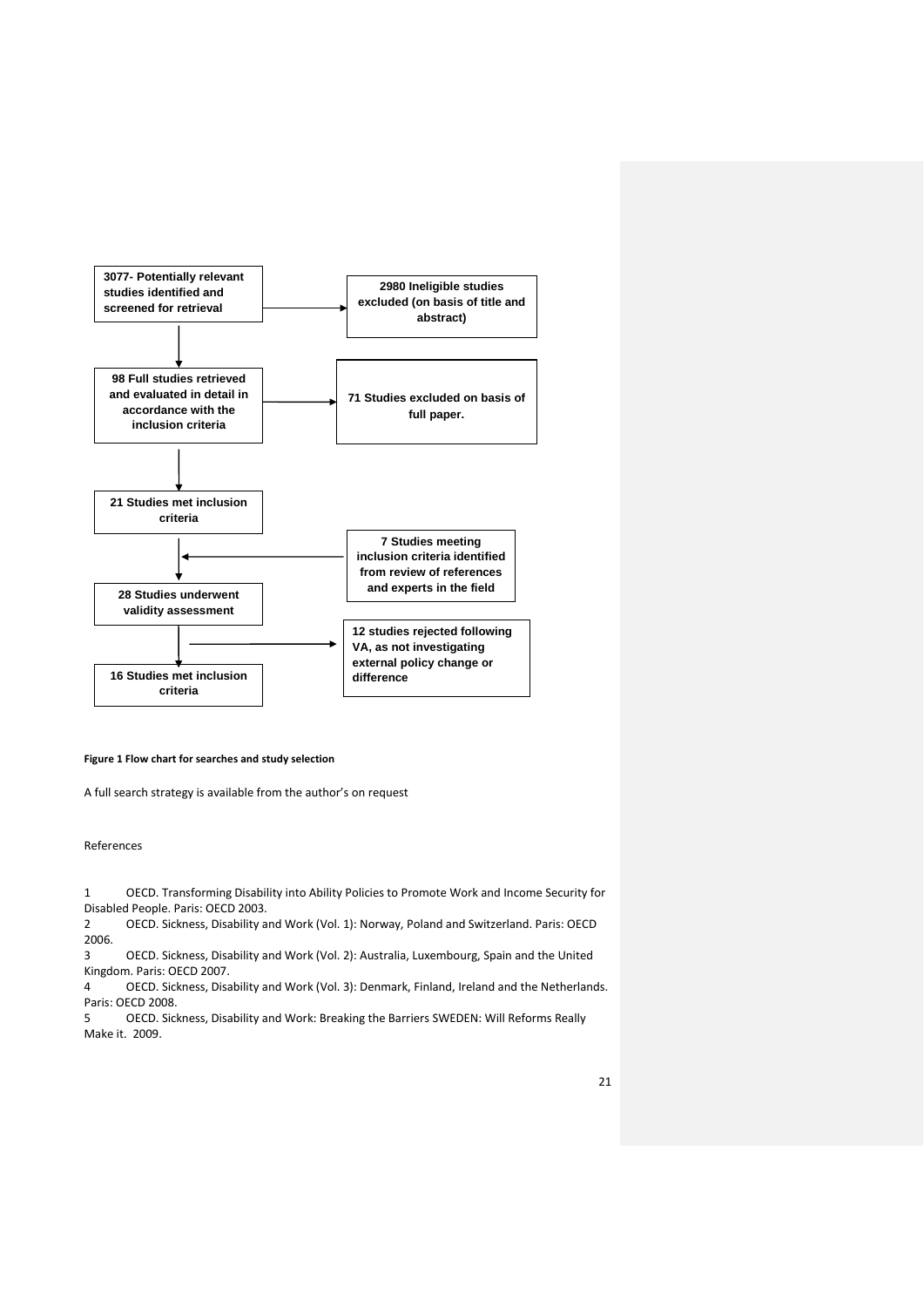3077- Potentially relevant studies identified and screened for retrieval

2980 Ineligible studies excluded (on basis of title and abstract)

98 Full studies retrieved and evaluated in detail in accordance with the inclusion criteria

71 Studies excluded on basis of full paper.

21 Studies met inclusion criteria

7 Studies meeting inclusion criteria identified from review of references and experts in the field

28 Studies underwent validity assessment

12 studies rejected following VA, as not investigating external policy change or difference

16 Studies met inclusion criteria

**Figure 1 Flow chart for searches and study selection**

A full search strategy is available from the author's on request

References

1 OECD. Transforming Disability into Ability Policies to Promote Work and Income Security for Disabled People. Paris: OECD 2003.
2 OECD. Sickness, Disability and Work (Vol. 1): Norway, Poland and Switzerland. Paris: OECD 2006.
3 OECD. Sickness, Disability and Work (Vol. 2): Australia, Luxembourg, Spain and the United Kingdom. Paris: OECD 2007.
4 OECD. Sickness, Disability and Work (Vol. 3): Denmark, Finland, Ireland and the Netherlands. Paris: OECD 2008.
5 OECD. Sickness, Disability and Work: Breaking the Barriers SWEDEN: Will Reforms Really Make it. 2009.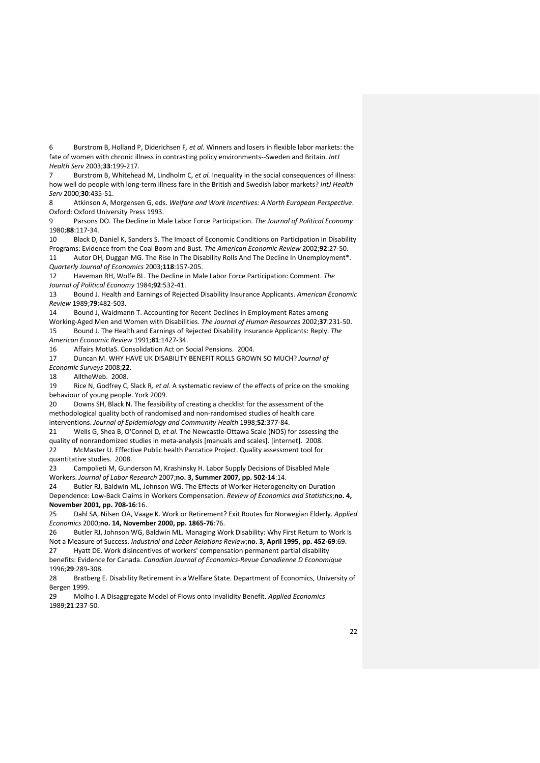6 Burstrom B, Holland P, Diderichsen F, *et al.* Winners and losers in flexible labor markets: the fate of women with chronic illness in contrasting policy environments--Sweden and Britain. *IntJ Health Serv* 2003;**33**:199-217.

7 Burstrom B, Whitehead M, Lindholm C, *et al.* Inequality in the social consequences of illness: how well do people with long-term illness fare in the British and Swedish labor markets? *IntJ Health Serv* 2000;**30**:435-51.

8 Atkinson A, Morgensen G, eds. *Welfare and Work Incentives: A North European Perspective*. Oxford: Oxford University Press 1993.

9 Parsons DO. The Decline in Male Labor Force Participation. *The Journal of Political Economy* 1980;**88**:117-34.

10 Black D, Daniel K, Sanders S. The Impact of Economic Conditions on Participation in Disability Programs: Evidence from the Coal Boom and Bust. *The American Economic Review* 2002;**92**:27-50.

11 Autor DH, Duggan MG. The Rise In The Disability Rolls And The Decline In Unemployment*. *Quarterly Journal of Economics* 2003;**118**:157-205.

12 Haveman RH, Wolfe BL. The Decline in Male Labor Force Participation: Comment. *The Journal of Political Economy* 1984;**92**:532-41.

13 Bound J. Health and Earnings of Rejected Disability Insurance Applicants. *American Economic Review* 1989;**79**:482-503.

14 Bound J, Waidmann T. Accounting for Recent Declines in Employment Rates among Working-Aged Men and Women with Disabilities. *The Journal of Human Resources* 2002;**37**:231-50.

15 Bound J. The Health and Earnings of Rejected Disability Insurance Applicants: Reply. *The American Economic Review* 1991;**81**:1427-34.

16 Affairs MotIaS. Consolidation Act on Social Pensions. 2004.

17 Duncan M. WHY HAVE UK DISABILITY BENEFIT ROLLS GROWN SO MUCH? *Journal of Economic Surveys* 2008;**22**.

18 AlltheWeb. 2008.

19 Rice N, Godfrey C, Slack R, *et al.* A systematic review of the effects of price on the smoking behaviour of young people. York 2009.

20 Downs SH, Black N. The feasibility of creating a checklist for the assessment of the methodological quality both of randomised and non-randomised studies of health care interventions. *Journal of Epidemiology and Community Health* 1998;**52**:377-84.

21 Wells G, Shea B, O'Connel D, *et al.* The Newcastle-Ottawa Scale (NOS) for assessing the quality of nonrandomized studies in meta-analysis [manuals and scales]. [internet]. 2008.

22 McMaster U. Effective Public health Parcatice Project. Quality assessment tool for quantitative studies. 2008.

23 Campolieti M, Gunderson M, Krashinsky H. Labor Supply Decisions of Disabled Male Workers. *Journal of Labor Research* 2007;**no. 3, Summer 2007, pp. 502-14**:14.

24 Butler RJ, Baldwin ML, Johnson WG. The Effects of Worker Heterogeneity on Duration Dependence: Low-Back Claims in Workers Compensation. *Review of Economics and Statistics*;**no. 4, November 2001, pp. 708-16**:16.

25 Dahl SA, Nilsen OA, Vaage K. Work or Retirement? Exit Routes for Norwegian Elderly. *Applied Economics* 2000;**no. 14, November 2000, pp. 1865-76**:76.

26 Butler RJ, Johnson WG, Baldwin ML. Managing Work Disability: Why First Return to Work Is Not a Measure of Success. *Industrial and Labor Relations Review*;**no. 3, April 1995, pp. 452-69**:69.

27 Hyatt DE. Work disincentives of workers' compensation permanent partial disability benefits: Evidence for Canada. *Canadian Journal of Economics-Revue Canadienne D Economique* 1996;**29**:289-308.

28 Bratberg E. Disability Retirement in a Welfare State. Department of Economics, University of Bergen 1999.

29 Molho I. A Disaggregate Model of Flows onto Invalidity Benefit. *Applied Economics* 1989;**21**:237-50.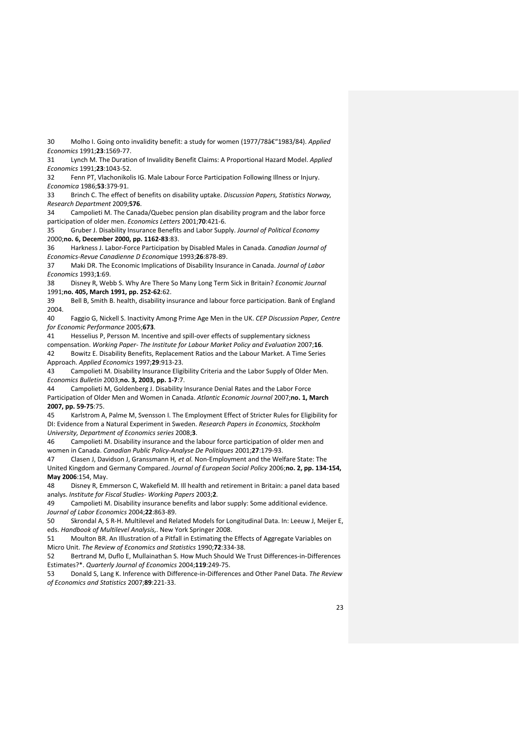30 Molho I. Going onto invalidity benefit: a study for women (1977/78â€"1983/84). *Applied Economics* 1991;**23**:1569-77.

31 Lynch M. The Duration of Invalidity Benefit Claims: A Proportional Hazard Model. *Applied Economics* 1991;**23**:1043-52.

32 Fenn PT, Vlachonikolis IG. Male Labour Force Participation Following Illness or Injury. *Economica* 1986;**53**:379-91.

33 Brinch C. The effect of benefits on disability uptake. *Discussion Papers, Statistics Norway, Research Department* 2009;**576**.

34 Campolieti M. The Canada/Quebec pension plan disability program and the labor force participation of older men. *Economics Letters* 2001;**70**:421-6.

35 Gruber J. Disability Insurance Benefits and Labor Supply. *Journal of Political Economy* 2000;**no. 6, December 2000, pp. 1162-83**:83.

36 Harkness J. Labor-Force Participation by Disabled Males in Canada. *Canadian Journal of Economics-Revue Canadienne D Economique* 1993;**26**:878-89.

37 Maki DR. The Economic Implications of Disability Insurance in Canada. *Journal of Labor Economics* 1993;**1**:69.

38 Disney R, Webb S. Why Are There So Many Long Term Sick in Britain? *Economic Journal* 1991;**no. 405, March 1991, pp. 252-62**:62.

39 Bell B, Smith B. health, disability insurance and labour force participation. Bank of England 2004.

40 Faggio G, Nickell S. Inactivity Among Prime Age Men in the UK. *CEP Discussion Paper, Centre for Economic Performance* 2005;**673**.

41 Hesselius P, Persson M. Incentive and spill-over effects of supplementary sickness compensation. *Working Paper- The Institute for Labour Market Policy and Evaluation* 2007;**16**.

42 Bowitz E. Disability Benefits, Replacement Ratios and the Labour Market. A Time Series Approach. *Applied Economics* 1997;**29**:913-23.

43 Campolieti M. Disability Insurance Eligibility Criteria and the Labor Supply of Older Men. *Economics Bulletin* 2003;**no. 3, 2003, pp. 1-7**:7.

44 Campolieti M, Goldenberg J. Disability Insurance Denial Rates and the Labor Force Participation of Older Men and Women in Canada. *Atlantic Economic Journal* 2007;**no. 1, March 2007, pp. 59-75**:75.

45 Karlstrom A, Palme M, Svensson I. The Employment Effect of Stricter Rules for Eligibility for DI: Evidence from a Natural Experiment in Sweden. *Research Papers in Economics, Stockholm University, Department of Economics series* 2008;**3**.

46 Campolieti M. Disability insurance and the labour force participation of older men and women in Canada. *Canadian Public Policy-Analyse De Politiques* 2001;**27**:179-93.

47 Clasen J, Davidson J, Ganssmann H*, et al.* Non-Employment and the Welfare State: The United Kingdom and Germany Compared. *Journal of European Social Policy* 2006;**no. 2, pp. 134-154, May 2006**:154, May.

48 Disney R, Emmerson C, Wakefield M. Ill health and retirement in Britain: a panel data based analys. *Institute for Fiscal Studies- Working Papers* 2003;**2**.

49 Campolieti M. Disability insurance benefits and labor supply: Some additional evidence. *Journal of Labor Economics* 2004;**22**:863-89.

50 Skrondal A, S R-H. Multilevel and Related Models for Longitudinal Data. In: Leeuw J, Meijer E, eds. *Handbook of Multilevel Analysis,*. New York Springer 2008.

51 Moulton BR. An Illustration of a Pitfall in Estimating the Effects of Aggregate Variables on Micro Unit. *The Review of Economics and Statistics* 1990;**72**:334-38.

52 Bertrand M, Duflo E, Mullainathan S. How Much Should We Trust Differences-in-Differences Estimates?*. *Quarterly Journal of Economics* 2004;**119**:249-75.

53 Donald S, Lang K. Inference with Difference-in-Differences and Other Panel Data. *The Review of Economics and Statistics* 2007;**89**:221-33.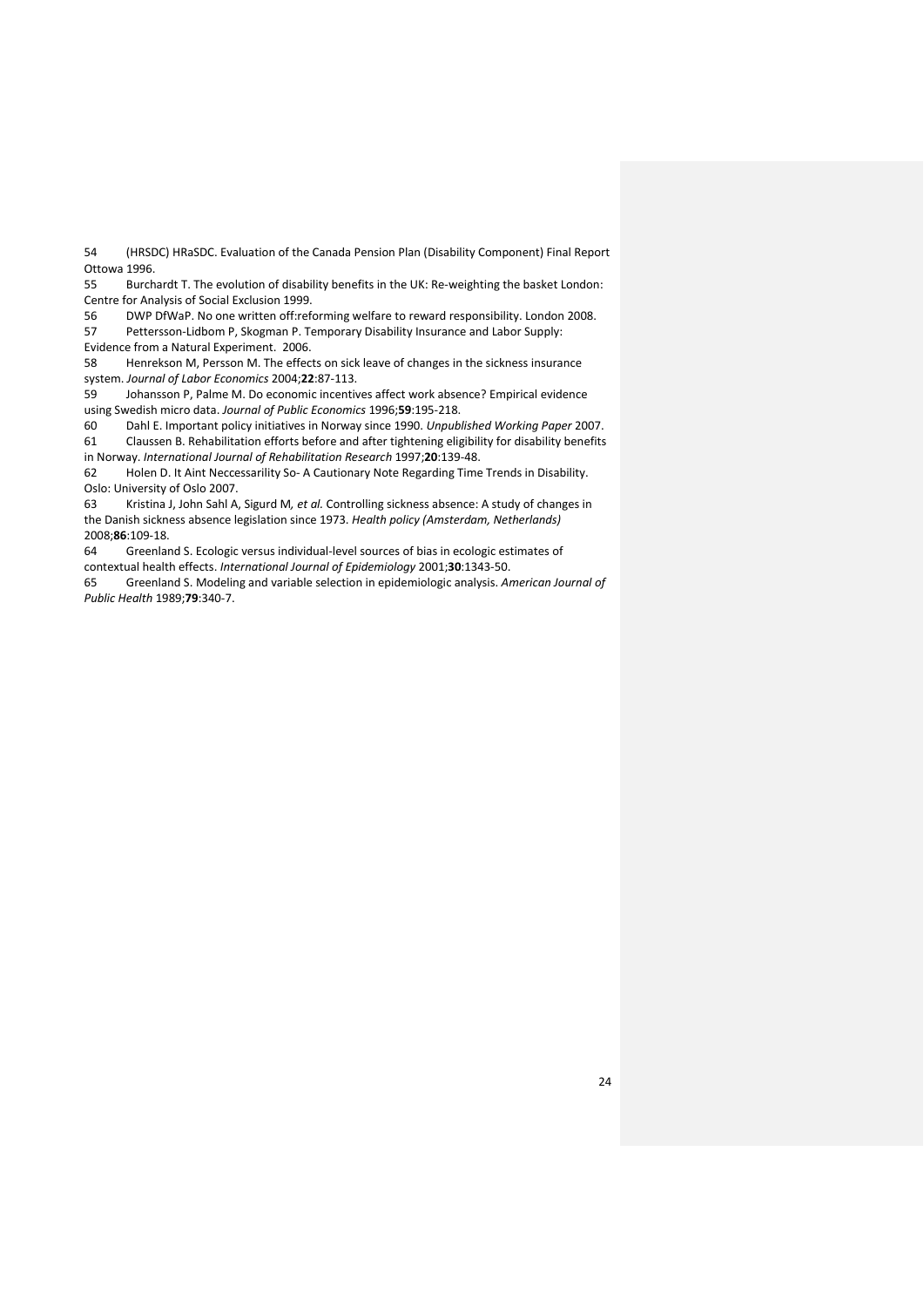54 (HRSDC) HRaSDC. Evaluation of the Canada Pension Plan (Disability Component) Final Report Ottowa 1996.

55 Burchardt T. The evolution of disability benefits in the UK: Re-weighting the basket London: Centre for Analysis of Social Exclusion 1999.

56 DWP DfWaP. No one written off:reforming welfare to reward responsibility. London 2008.

57 Pettersson-Lidbom P, Skogman P. Temporary Disability Insurance and Labor Supply: Evidence from a Natural Experiment. 2006.

58 Henrekson M, Persson M. The effects on sick leave of changes in the sickness insurance system. *Journal of Labor Economics* 2004;**22**:87-113.

59 Johansson P, Palme M. Do economic incentives affect work absence? Empirical evidence using Swedish micro data. *Journal of Public Economics* 1996;**59**:195-218.

60 Dahl E. Important policy initiatives in Norway since 1990. *Unpublished Working Paper* 2007.

61 Claussen B. Rehabilitation efforts before and after tightening eligibility for disability benefits in Norway. *International Journal of Rehabilitation Research* 1997;**20**:139-48.

62 Holen D. It Aint Neccessarility So- A Cautionary Note Regarding Time Trends in Disability. Oslo: University of Oslo 2007.

63 Kristina J, John Sahl A, Sigurd M*, et al.* Controlling sickness absence: A study of changes in the Danish sickness absence legislation since 1973. *Health policy (Amsterdam, Netherlands)* 2008;**86**:109-18.

64 Greenland S. Ecologic versus individual-level sources of bias in ecologic estimates of contextual health effects. *International Journal of Epidemiology* 2001;**30**:1343-50.

65 Greenland S. Modeling and variable selection in epidemiologic analysis. *American Journal of Public Health* 1989;**79**:340-7.